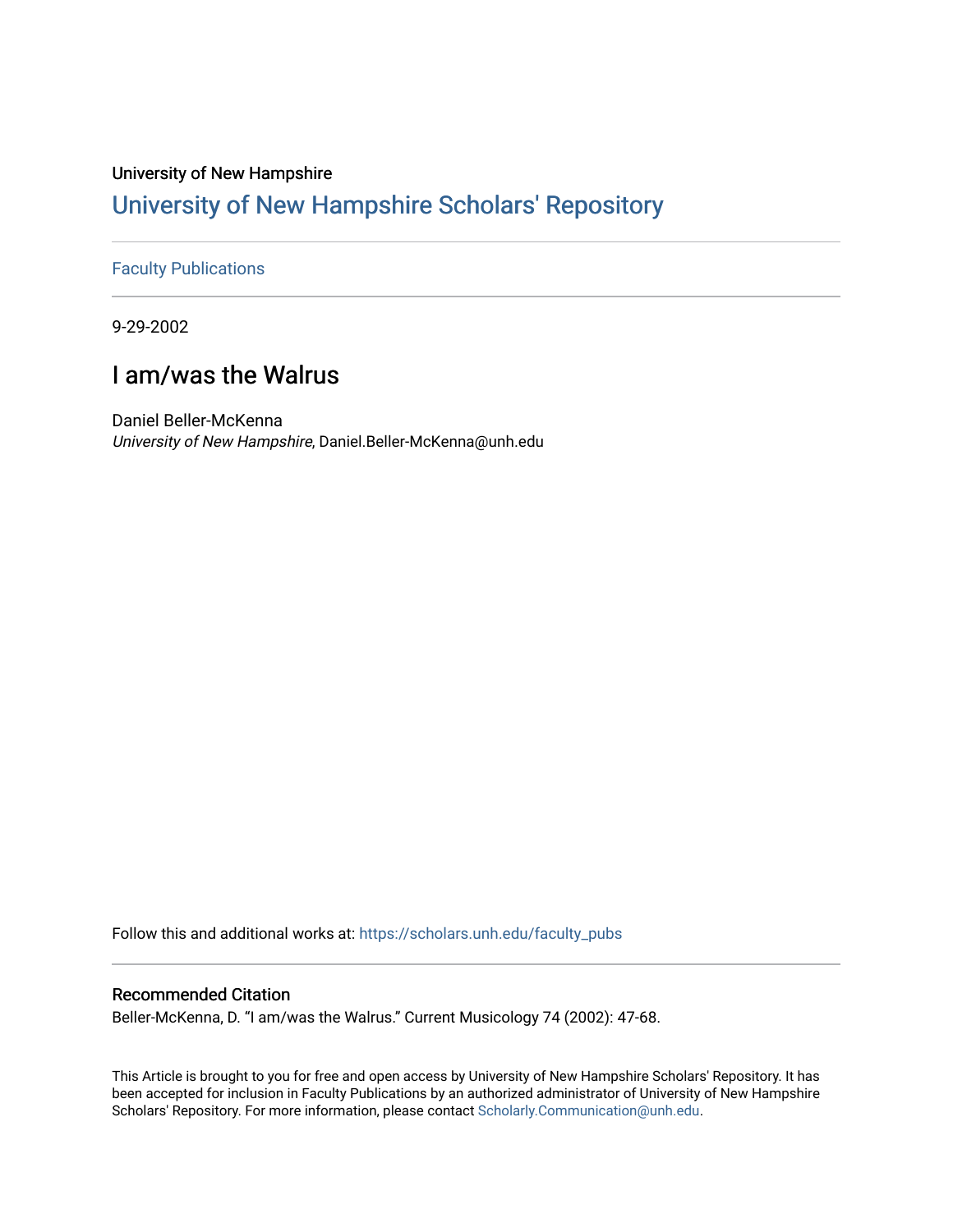University of New Hampshire

# University of New Hampshire Scholars' Repository

Faculty Publications

9-29-2002

## I am/was the Walrus

Daniel Beller-McKenna
*University of New Hampshire*, Daniel.Beller-McKenna@unh.edu

Follow this and additional works at: https://scholars.unh.edu/faculty_pubs

### Recommended Citation

Beller-McKenna, D. "I am/was the Walrus." Current Musicology 74 (2002): 47-68.

This Article is brought to you for free and open access by University of New Hampshire Scholars' Repository. It has been accepted for inclusion in Faculty Publications by an authorized administrator of University of New Hampshire Scholars' Repository. For more information, please contact Scholarly.Communication@unh.edu.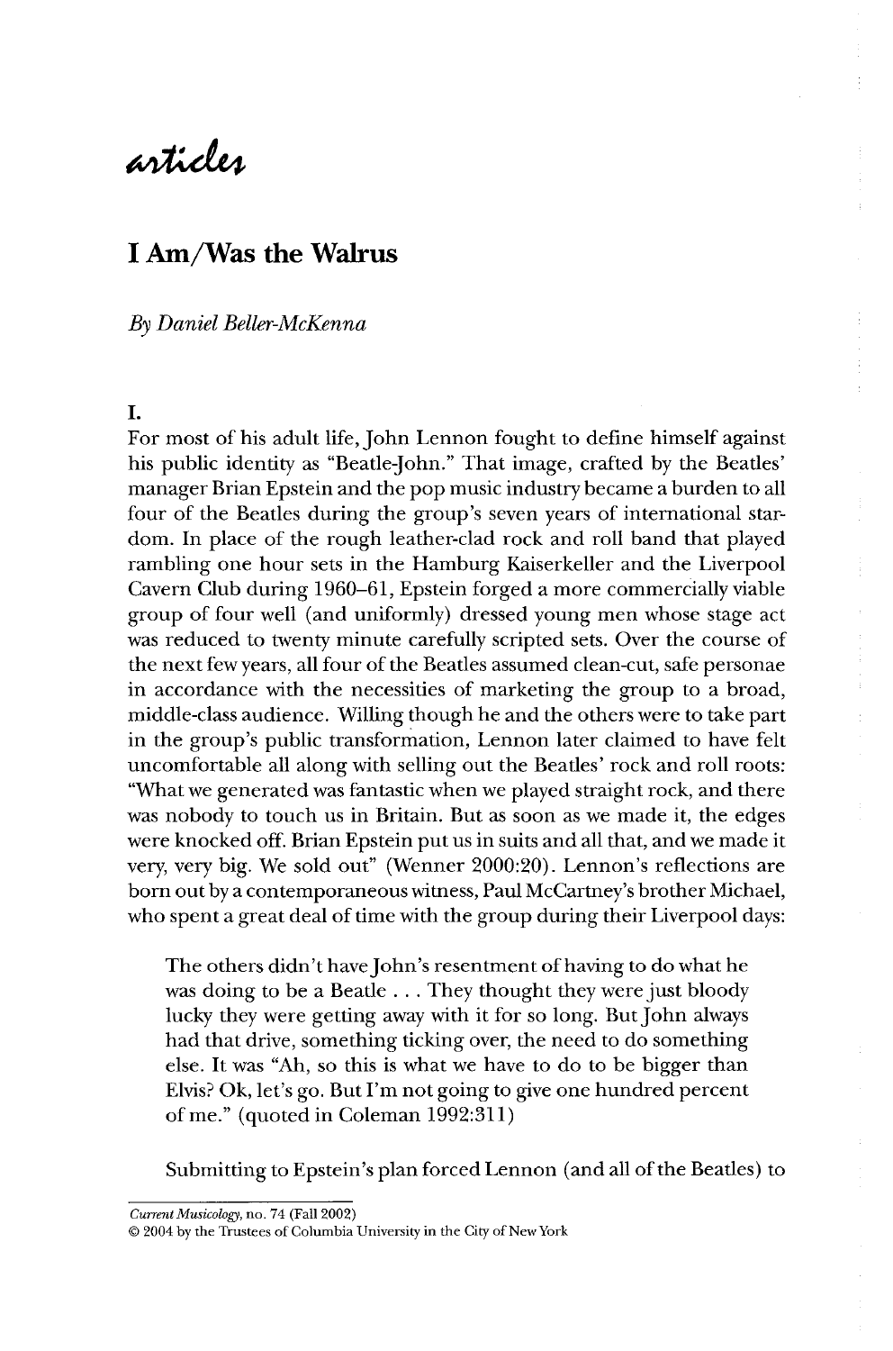*articles*

# I Am/Was the Walrus

*By Daniel Beller-McKenna*

## I.

For most of his adult life, John Lennon fought to define himself against his public identity as "Beatle-John." That image, crafted by the Beatles' manager Brian Epstein and the pop music industry became a burden to all four of the Beatles during the group's seven years of international stardom. In place of the rough leather-clad rock and roll band that played rambling one hour sets in the Hamburg Kaiserkeller and the Liverpool Cavern Club during 1960–61, Epstein forged a more commercially viable group of four well (and uniformly) dressed young men whose stage act was reduced to twenty minute carefully scripted sets. Over the course of the next few years, all four of the Beatles assumed clean-cut, safe personae in accordance with the necessities of marketing the group to a broad, middle-class audience. Willing though he and the others were to take part in the group's public transformation, Lennon later claimed to have felt uncomfortable all along with selling out the Beatles' rock and roll roots: "What we generated was fantastic when we played straight rock, and there was nobody to touch us in Britain. But as soon as we made it, the edges were knocked off. Brian Epstein put us in suits and all that, and we made it very, very big. We sold out" (Wenner 2000:20). Lennon's reflections are born out by a contemporaneous witness, Paul McCartney's brother Michael, who spent a great deal of time with the group during their Liverpool days:

> The others didn't have John's resentment of having to do what he was doing to be a Beatle . . . They thought they were just bloody lucky they were getting away with it for so long. But John always had that drive, something ticking over, the need to do something else. It was "Ah, so this is what we have to do to be bigger than Elvis? Ok, let's go. But I'm not going to give one hundred percent of me." (quoted in Coleman 1992:311)

Submitting to Epstein's plan forced Lennon (and all of the Beatles) to

*Current Musicology*, no. 74 (Fall 2002)
© 2004 by the Trustees of Columbia University in the City of New York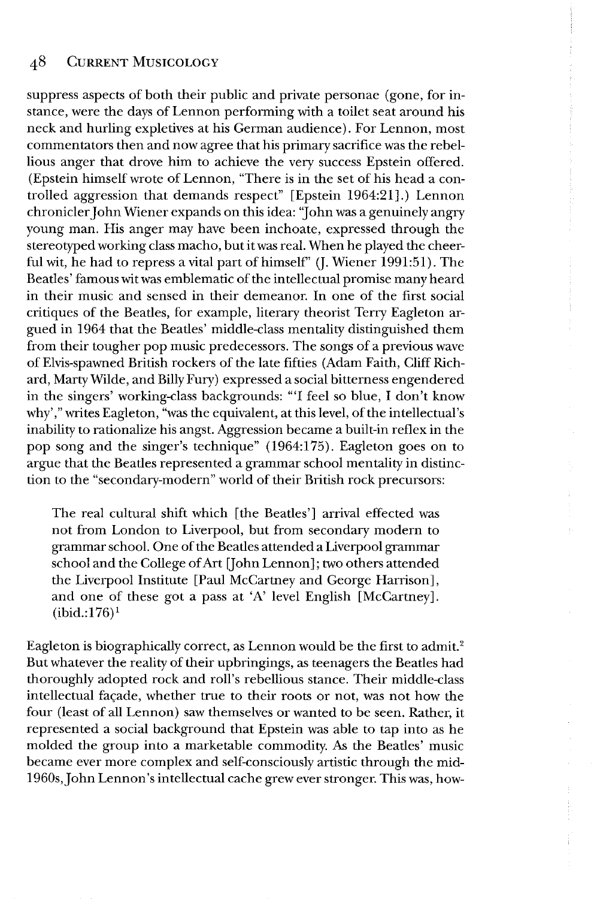suppress aspects of both their public and private personae (gone, for instance, were the days of Lennon performing with a toilet seat around his neck and hurling expletives at his German audience). For Lennon, most commentators then and now agree that his primary sacrifice was the rebellious anger that drove him to achieve the very success Epstein offered. (Epstein himself wrote of Lennon, "There is in the set of his head a controlled aggression that demands respect" [Epstein 1964:21].) Lennon chronicler John Wiener expands on this idea: "John was a genuinely angry young man. His anger may have been inchoate, expressed through the stereotyped working class macho, but it was real. When he played the cheerful wit, he had to repress a vital part of himself" (J. Wiener 1991:51). The Beatles' famous wit was emblematic of the intellectual promise many heard in their music and sensed in their demeanor. In one of the first social critiques of the Beatles, for example, literary theorist Terry Eagleton argued in 1964 that the Beatles' middle-class mentality distinguished them from their tougher pop music predecessors. The songs of a previous wave of Elvis-spawned British rockers of the late fifties (Adam Faith, Cliff Richard, Marty Wilde, and Billy Fury) expressed a social bitterness engendered in the singers' working-class backgrounds: "'I feel so blue, I don't know why'," writes Eagleton, "was the equivalent, at this level, of the intellectual's inability to rationalize his angst. Aggression became a built-in reflex in the pop song and the singer's technique" (1964:175). Eagleton goes on to argue that the Beatles represented a grammar school mentality in distinction to the "secondary-modern" world of their British rock precursors:

> The real cultural shift which [the Beatles'] arrival effected was not from London to Liverpool, but from secondary modern to grammar school. One of the Beatles attended a Liverpool grammar school and the College of Art [John Lennon]; two others attended the Liverpool Institute [Paul McCartney and George Harrison], and one of these got a pass at 'A' level English [McCartney]. (ibid.:176)[1]

Eagleton is biographically correct, as Lennon would be the first to admit.[2] But whatever the reality of their upbringings, as teenagers the Beatles had thoroughly adopted rock and roll's rebellious stance. Their middle-class intellectual façade, whether true to their roots or not, was not how the four (least of all Lennon) saw themselves or wanted to be seen. Rather, it represented a social background that Epstein was able to tap into as he molded the group into a marketable commodity. As the Beatles' music became ever more complex and self-consciously artistic through the mid-1960s, John Lennon's intellectual cache grew ever stronger. This was, how-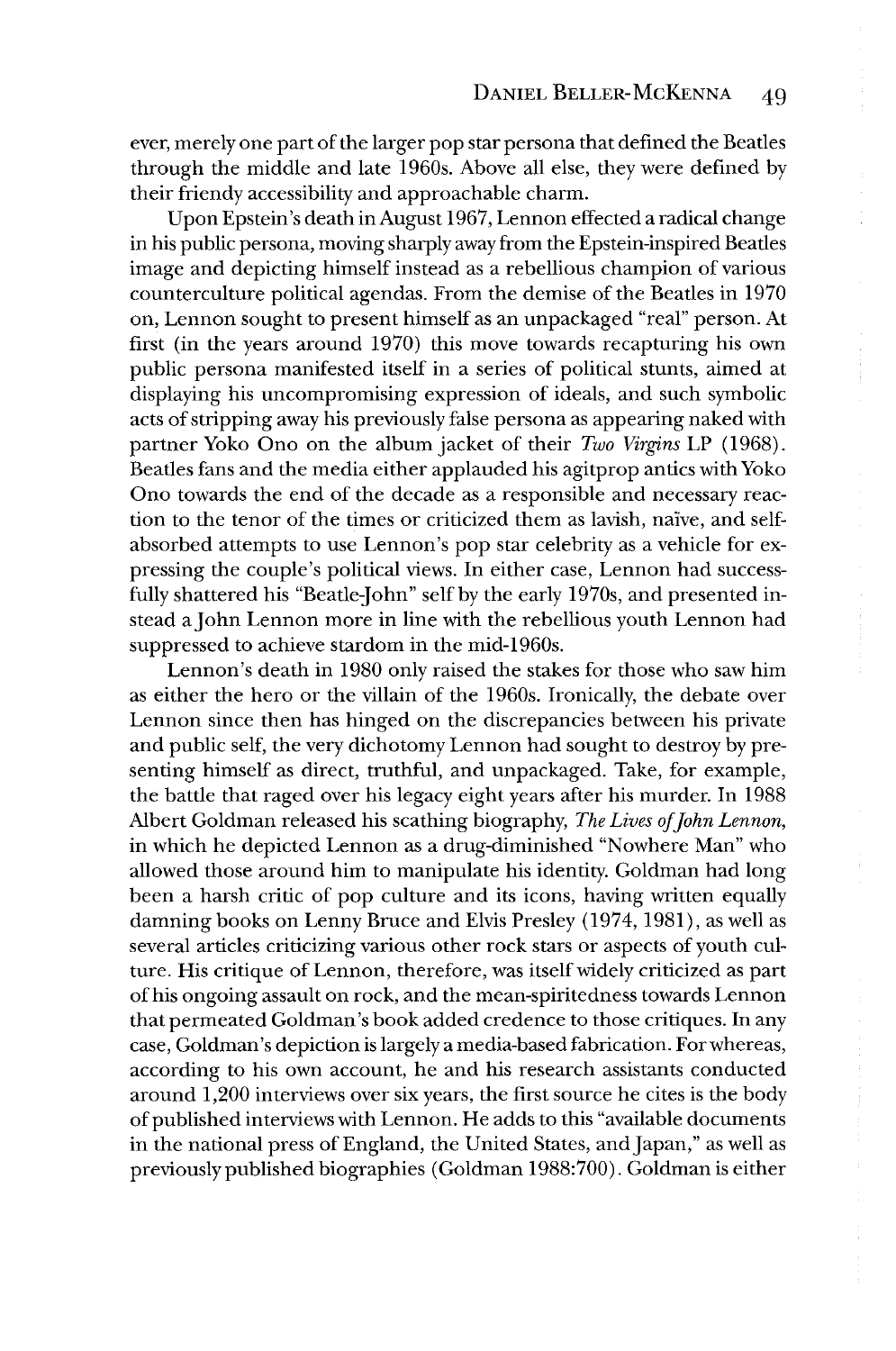ever, merely one part of the larger pop star persona that defined the Beatles through the middle and late 1960s. Above all else, they were defined by their friendy accessibility and approachable charm.

Upon Epstein's death in August 1967, Lennon effected a radical change in his public persona, moving sharply away from the Epstein-inspired Beatles image and depicting himself instead as a rebellious champion of various counterculture political agendas. From the demise of the Beatles in 1970 on, Lennon sought to present himself as an unpackaged "real" person. At first (in the years around 1970) this move towards recapturing his own public persona manifested itself in a series of political stunts, aimed at displaying his uncompromising expression of ideals, and such symbolic acts of stripping away his previously false persona as appearing naked with partner Yoko Ono on the album jacket of their *Two Virgins* LP (1968). Beatles fans and the media either applauded his agitprop antics with Yoko Ono towards the end of the decade as a responsible and necessary reaction to the tenor of the times or criticized them as lavish, naïve, and self-absorbed attempts to use Lennon's pop star celebrity as a vehicle for expressing the couple's political views. In either case, Lennon had successfully shattered his "Beatle-John" self by the early 1970s, and presented instead a John Lennon more in line with the rebellious youth Lennon had suppressed to achieve stardom in the mid-1960s.

Lennon's death in 1980 only raised the stakes for those who saw him as either the hero or the villain of the 1960s. Ironically, the debate over Lennon since then has hinged on the discrepancies between his private and public self, the very dichotomy Lennon had sought to destroy by presenting himself as direct, truthful, and unpackaged. Take, for example, the battle that raged over his legacy eight years after his murder. In 1988 Albert Goldman released his scathing biography, *The Lives of John Lennon*, in which he depicted Lennon as a drug-diminished "Nowhere Man" who allowed those around him to manipulate his identity. Goldman had long been a harsh critic of pop culture and its icons, having written equally damning books on Lenny Bruce and Elvis Presley (1974, 1981), as well as several articles criticizing various other rock stars or aspects of youth culture. His critique of Lennon, therefore, was itself widely criticized as part of his ongoing assault on rock, and the mean-spiritedness towards Lennon that permeated Goldman's book added credence to those critiques. In any case, Goldman's depiction is largely a media-based fabrication. For whereas, according to his own account, he and his research assistants conducted around 1,200 interviews over six years, the first source he cites is the body of published interviews with Lennon. He adds to this "available documents in the national press of England, the United States, and Japan," as well as previously published biographies (Goldman 1988:700). Goldman is either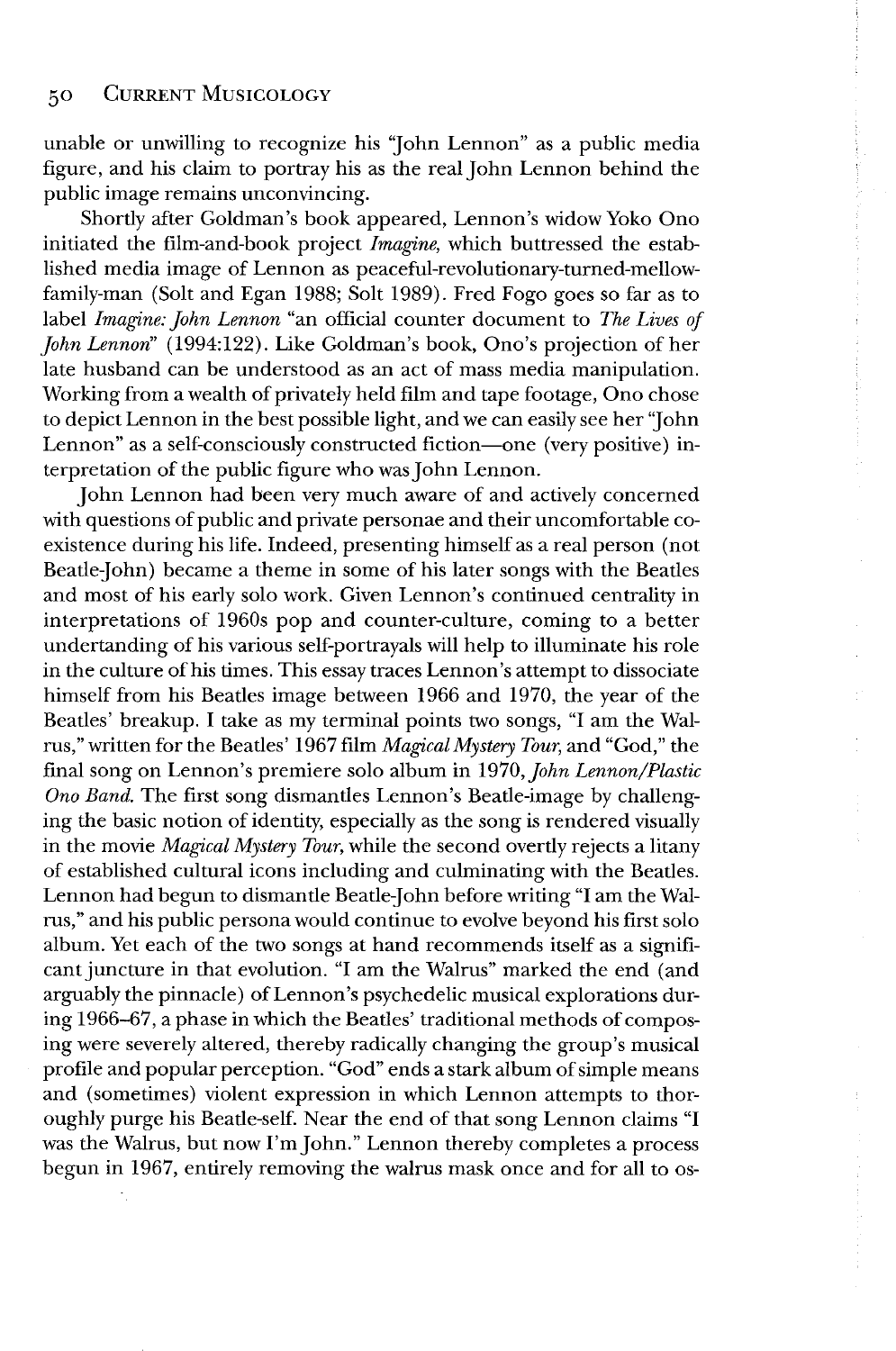unable or unwilling to recognize his "John Lennon" as a public media figure, and his claim to portray his as the real John Lennon behind the public image remains unconvincing.

Shortly after Goldman's book appeared, Lennon's widow Yoko Ono initiated the film-and-book project *Imagine*, which buttressed the established media image of Lennon as peaceful-revolutionary-turned-mellow-family-man (Solt and Egan 1988; Solt 1989). Fred Fogo goes so far as to label *Imagine: John Lennon* "an official counter document to *The Lives of John Lennon*" (1994:122). Like Goldman's book, Ono's projection of her late husband can be understood as an act of mass media manipulation. Working from a wealth of privately held film and tape footage, Ono chose to depict Lennon in the best possible light, and we can easily see her "John Lennon" as a self-consciously constructed fiction—one (very positive) interpretation of the public figure who was John Lennon.

John Lennon had been very much aware of and actively concerned with questions of public and private personae and their uncomfortable coexistence during his life. Indeed, presenting himself as a real person (not Beatle-John) became a theme in some of his later songs with the Beatles and most of his early solo work. Given Lennon's continued centrality in interpretations of 1960s pop and counter-culture, coming to a better undertanding of his various self-portrayals will help to illuminate his role in the culture of his times. This essay traces Lennon's attempt to dissociate himself from his Beatles image between 1966 and 1970, the year of the Beatles' breakup. I take as my terminal points two songs, "I am the Walrus," written for the Beatles' 1967 film *Magical Mystery Tour*, and "God," the final song on Lennon's premiere solo album in 1970, *John Lennon/Plastic Ono Band*. The first song dismantles Lennon's Beatle-image by challenging the basic notion of identity, especially as the song is rendered visually in the movie *Magical Mystery Tour*, while the second overtly rejects a litany of established cultural icons including and culminating with the Beatles. Lennon had begun to dismantle Beatle-John before writing "I am the Walrus," and his public persona would continue to evolve beyond his first solo album. Yet each of the two songs at hand recommends itself as a significant juncture in that evolution. "I am the Walrus" marked the end (and arguably the pinnacle) of Lennon's psychedelic musical explorations during 1966–67, a phase in which the Beatles' traditional methods of composing were severely altered, thereby radically changing the group's musical profile and popular perception. "God" ends a stark album of simple means and (sometimes) violent expression in which Lennon attempts to thoroughly purge his Beatle-self. Near the end of that song Lennon claims "I was the Walrus, but now I'm John." Lennon thereby completes a process begun in 1967, entirely removing the walrus mask once and for all to os-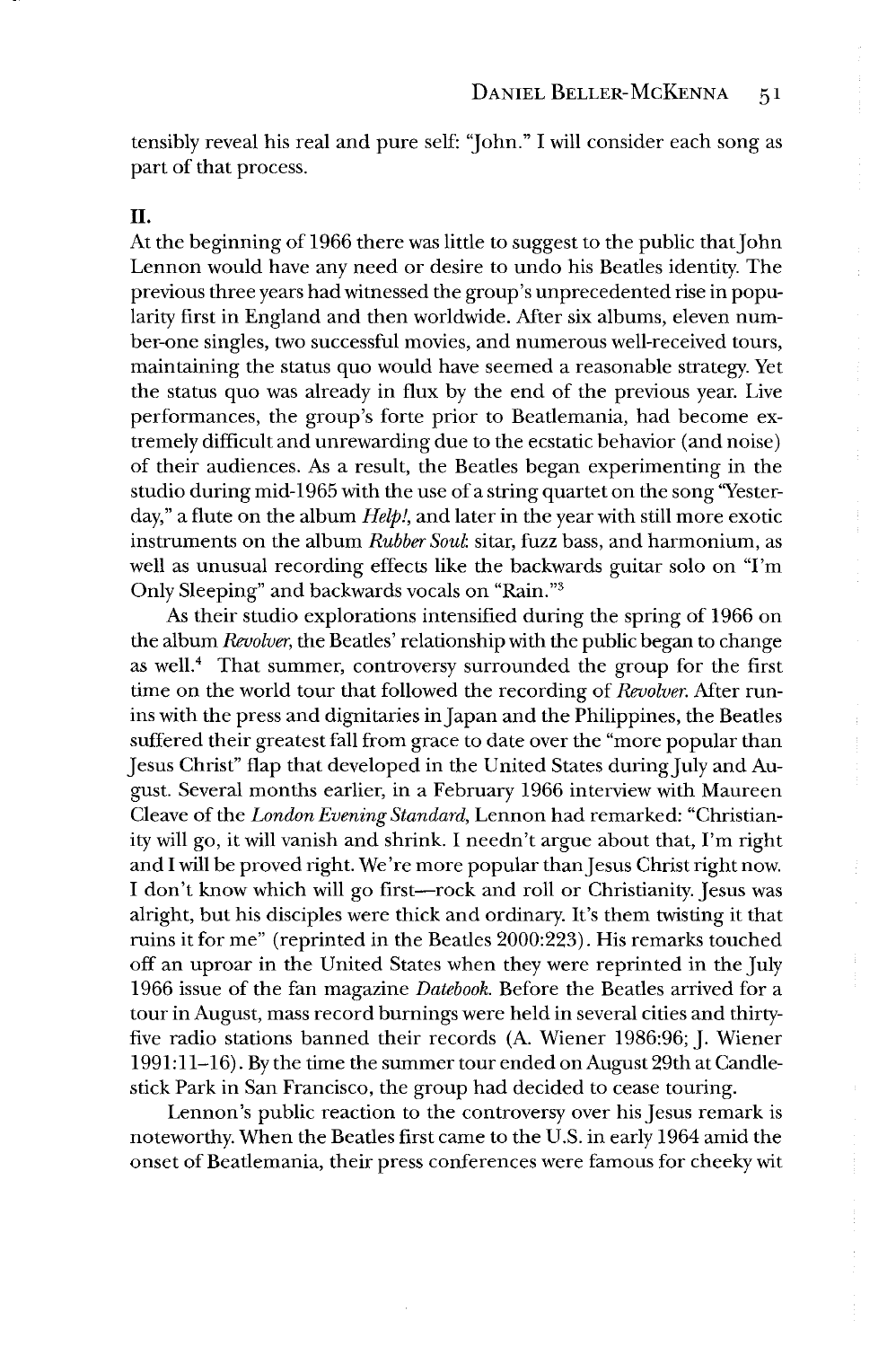tensibly reveal his real and pure self: "John." I will consider each song as part of that process.

## II.

At the beginning of 1966 there was little to suggest to the public that John Lennon would have any need or desire to undo his Beatles identity. The previous three years had witnessed the group's unprecedented rise in popularity first in England and then worldwide. After six albums, eleven number-one singles, two successful movies, and numerous well-received tours, maintaining the status quo would have seemed a reasonable strategy. Yet the status quo was already in flux by the end of the previous year. Live performances, the group's forte prior to Beatlemania, had become extremely difficult and unrewarding due to the ecstatic behavior (and noise) of their audiences. As a result, the Beatles began experimenting in the studio during mid-1965 with the use of a string quartet on the song "Yesterday," a flute on the album *Help!*, and later in the year with still more exotic instruments on the album *Rubber Soul*: sitar, fuzz bass, and harmonium, as well as unusual recording effects like the backwards guitar solo on "I'm Only Sleeping" and backwards vocals on "Rain."[3]

As their studio explorations intensified during the spring of 1966 on the album *Revolver*, the Beatles' relationship with the public began to change as well.[4] That summer, controversy surrounded the group for the first time on the world tour that followed the recording of *Revolver*. After run-ins with the press and dignitaries in Japan and the Philippines, the Beatles suffered their greatest fall from grace to date over the "more popular than Jesus Christ" flap that developed in the United States during July and August. Several months earlier, in a February 1966 interview with Maureen Cleave of the *London Evening Standard*, Lennon had remarked: "Christianity will go, it will vanish and shrink. I needn't argue about that, I'm right and I will be proved right. We're more popular than Jesus Christ right now. I don't know which will go first—rock and roll or Christianity. Jesus was alright, but his disciples were thick and ordinary. It's them twisting it that ruins it for me" (reprinted in the Beatles 2000:223). His remarks touched off an uproar in the United States when they were reprinted in the July 1966 issue of the fan magazine *Datebook*. Before the Beatles arrived for a tour in August, mass record burnings were held in several cities and thirty-five radio stations banned their records (A. Wiener 1986:96; J. Wiener 1991:11–16). By the time the summer tour ended on August 29th at Candlestick Park in San Francisco, the group had decided to cease touring.

Lennon's public reaction to the controversy over his Jesus remark is noteworthy. When the Beatles first came to the U.S. in early 1964 amid the onset of Beatlemania, their press conferences were famous for cheeky wit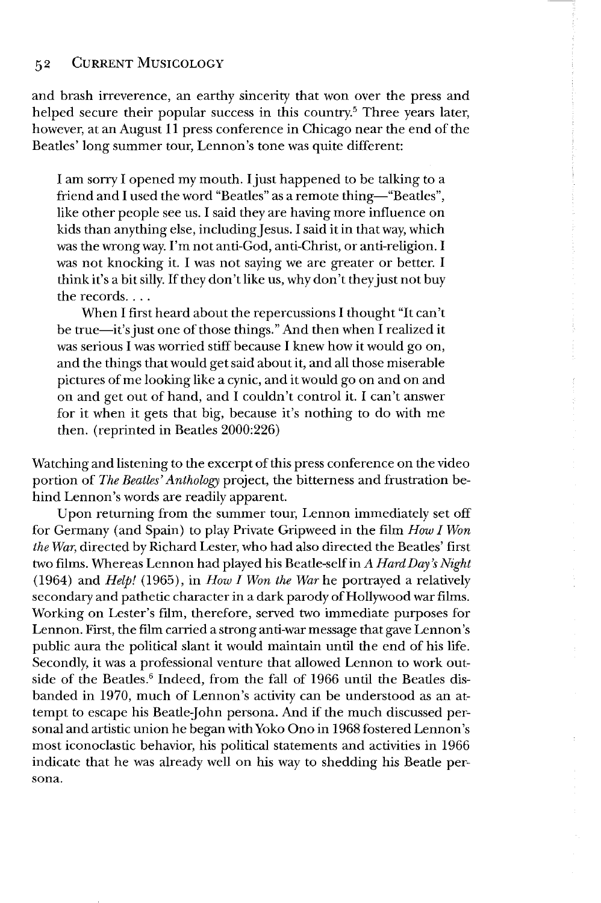and brash irreverence, an earthy sincerity that won over the press and helped secure their popular success in this country.[5] Three years later, however, at an August 11 press conference in Chicago near the end of the Beatles' long summer tour, Lennon's tone was quite different:

> I am sorry I opened my mouth. I just happened to be talking to a friend and I used the word "Beatles" as a remote thing—"Beatles", like other people see us. I said they are having more influence on kids than anything else, including Jesus. I said it in that way, which was the wrong way. I'm not anti-God, anti-Christ, or anti-religion. I was not knocking it. I was not saying we are greater or better. I think it's a bit silly. If they don't like us, why don't they just not buy the records. . . .
>
> When I first heard about the repercussions I thought "It can't be true—it's just one of those things." And then when I realized it was serious I was worried stiff because I knew how it would go on, and the things that would get said about it, and all those miserable pictures of me looking like a cynic, and it would go on and on and on and get out of hand, and I couldn't control it. I can't answer for it when it gets that big, because it's nothing to do with me then. (reprinted in Beatles 2000:226)

Watching and listening to the excerpt of this press conference on the video portion of *The Beatles' Anthology* project, the bitterness and frustration behind Lennon's words are readily apparent.

Upon returning from the summer tour, Lennon immediately set off for Germany (and Spain) to play Private Gripweed in the film *How I Won the War*, directed by Richard Lester, who had also directed the Beatles' first two films. Whereas Lennon had played his Beatle-self in *A Hard Day's Night* (1964) and *Help!* (1965), in *How I Won the War* he portrayed a relatively secondary and pathetic character in a dark parody of Hollywood war films. Working on Lester's film, therefore, served two immediate purposes for Lennon. First, the film carried a strong anti-war message that gave Lennon's public aura the political slant it would maintain until the end of his life. Secondly, it was a professional venture that allowed Lennon to work outside of the Beatles.[6] Indeed, from the fall of 1966 until the Beatles disbanded in 1970, much of Lennon's activity can be understood as an attempt to escape his Beatle-John persona. And if the much discussed personal and artistic union he began with Yoko Ono in 1968 fostered Lennon's most iconoclastic behavior, his political statements and activities in 1966 indicate that he was already well on his way to shedding his Beatle persona.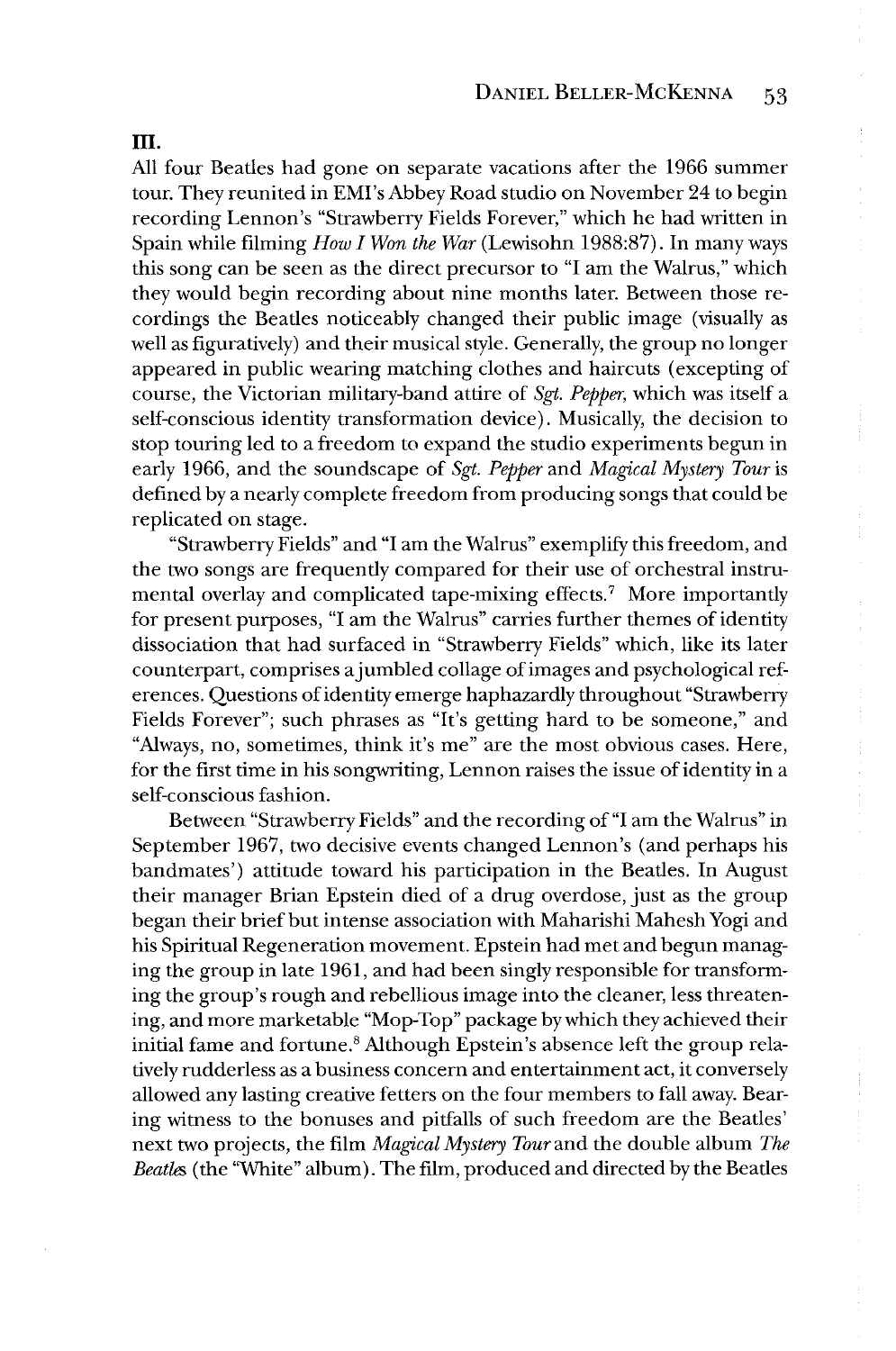## III.

All four Beatles had gone on separate vacations after the 1966 summer tour. They reunited in EMI's Abbey Road studio on November 24 to begin recording Lennon's "Strawberry Fields Forever," which he had written in Spain while filming *How I Won the War* (Lewisohn 1988:87). In many ways this song can be seen as the direct precursor to "I am the Walrus," which they would begin recording about nine months later. Between those recordings the Beatles noticeably changed their public image (visually as well as figuratively) and their musical style. Generally, the group no longer appeared in public wearing matching clothes and haircuts (excepting of course, the Victorian military-band attire of *Sgt. Pepper*, which was itself a self-conscious identity transformation device). Musically, the decision to stop touring led to a freedom to expand the studio experiments begun in early 1966, and the soundscape of *Sgt. Pepper* and *Magical Mystery Tour* is defined by a nearly complete freedom from producing songs that could be replicated on stage.

"Strawberry Fields" and "I am the Walrus" exemplify this freedom, and the two songs are frequently compared for their use of orchestral instrumental overlay and complicated tape-mixing effects.[7] More importantly for present purposes, "I am the Walrus" carries further themes of identity dissociation that had surfaced in "Strawberry Fields" which, like its later counterpart, comprises a jumbled collage of images and psychological references. Questions of identity emerge haphazardly throughout "Strawberry Fields Forever"; such phrases as "It's getting hard to be someone," and "Always, no, sometimes, think it's me" are the most obvious cases. Here, for the first time in his songwriting, Lennon raises the issue of identity in a self-conscious fashion.

Between "Strawberry Fields" and the recording of "I am the Walrus" in September 1967, two decisive events changed Lennon's (and perhaps his bandmates') attitude toward his participation in the Beatles. In August their manager Brian Epstein died of a drug overdose, just as the group began their brief but intense association with Maharishi Mahesh Yogi and his Spiritual Regeneration movement. Epstein had met and begun managing the group in late 1961, and had been singly responsible for transforming the group's rough and rebellious image into the cleaner, less threatening, and more marketable "Mop-Top" package by which they achieved their initial fame and fortune.[8] Although Epstein's absence left the group relatively rudderless as a business concern and entertainment act, it conversely allowed any lasting creative fetters on the four members to fall away. Bearing witness to the bonuses and pitfalls of such freedom are the Beatles' next two projects, the film *Magical Mystery Tour* and the double album *The Beatles* (the "White" album). The film, produced and directed by the Beatles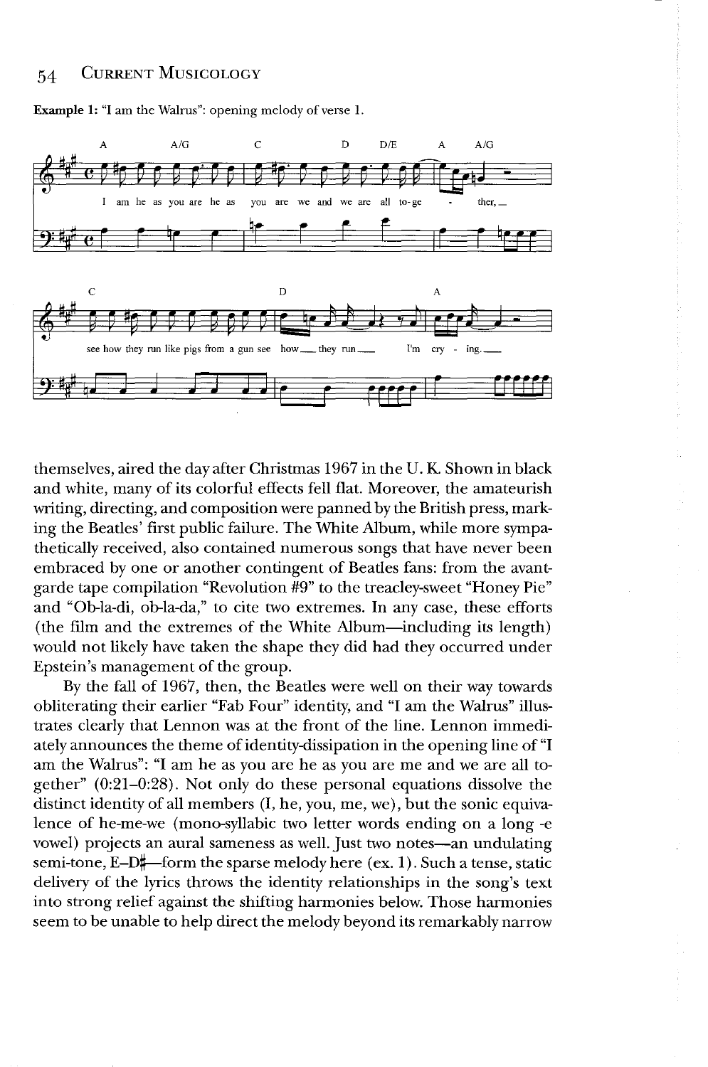**Example 1:** "I am the Walrus": opening melody of verse 1.

themselves, aired the day after Christmas 1967 in the U. K. Shown in black and white, many of its colorful effects fell flat. Moreover, the amateurish writing, directing, and composition were panned by the British press, marking the Beatles' first public failure. The White Album, while more sympathetically received, also contained numerous songs that have never been embraced by one or another contingent of Beatles fans: from the avant-garde tape compilation "Revolution #9" to the treacley-sweet "Honey Pie" and "Ob-la-di, ob-la-da," to cite two extremes. In any case, these efforts (the film and the extremes of the White Album—including its length) would not likely have taken the shape they did had they occurred under Epstein's management of the group.

By the fall of 1967, then, the Beatles were well on their way towards obliterating their earlier "Fab Four" identity, and "I am the Walrus" illustrates clearly that Lennon was at the front of the line. Lennon immediately announces the theme of identity-dissipation in the opening line of "I am the Walrus": "I am he as you are he as you are me and we are all together" (0:21–0:28). Not only do these personal equations dissolve the distinct identity of all members (I, he, you, me, we), but the sonic equivalence of he-me-we (mono-syllabic two letter words ending on a long -e vowel) projects an aural sameness as well. Just two notes—an undulating semi-tone, E–D♯—form the sparse melody here (ex. 1). Such a tense, static delivery of the lyrics throws the identity relationships in the song's text into strong relief against the shifting harmonies below. Those harmonies seem to be unable to help direct the melody beyond its remarkably narrow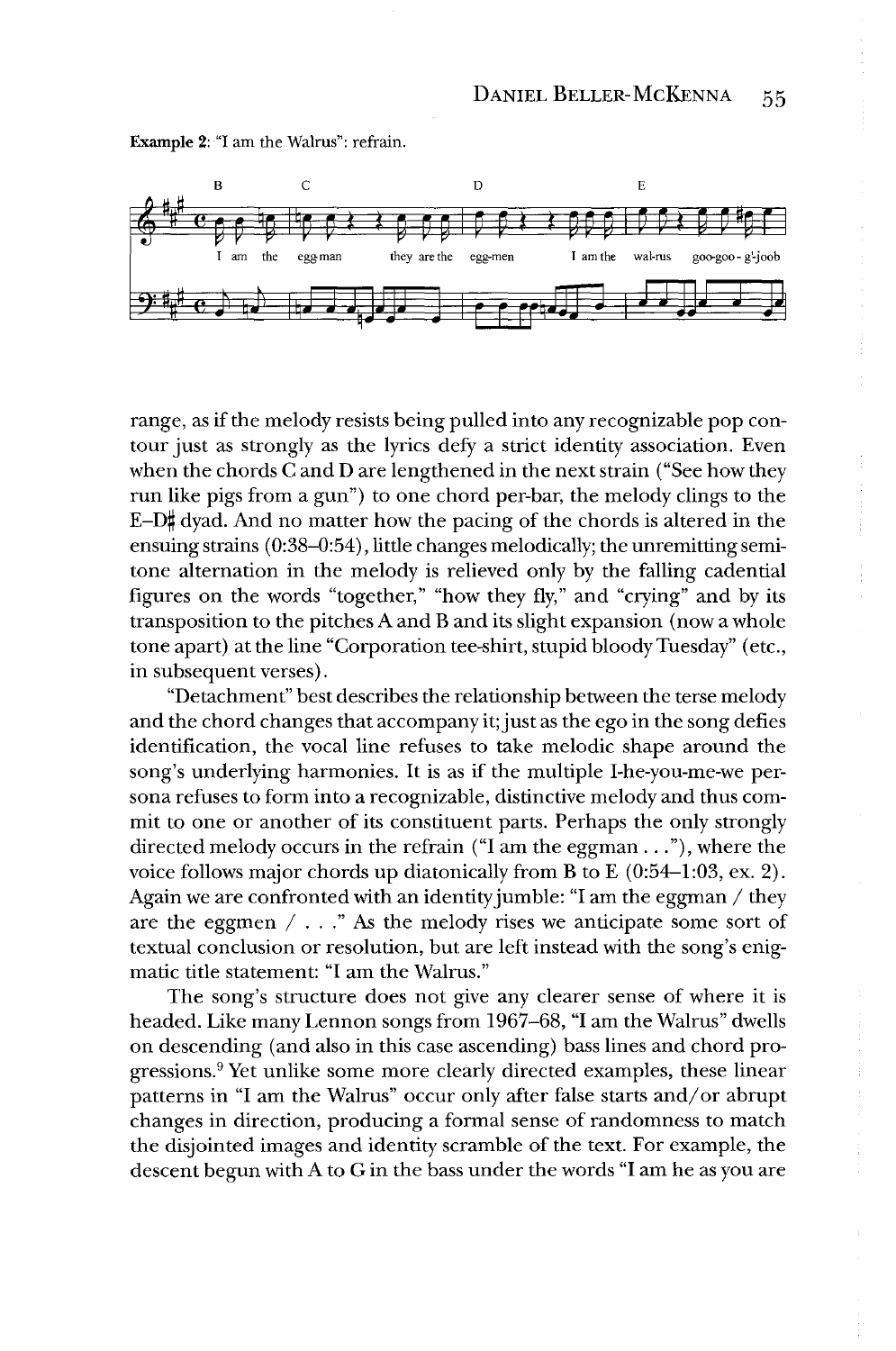Example 2: "I am the Walrus": refrain.

range, as if the melody resists being pulled into any recognizable pop contour just as strongly as the lyrics defy a strict identity association. Even when the chords C and D are lengthened in the next strain ("See how they run like pigs from a gun") to one chord per-bar, the melody clings to the E–D♯ dyad. And no matter how the pacing of the chords is altered in the ensuing strains (0:38–0:54), little changes melodically; the unremitting semitone alternation in the melody is relieved only by the falling cadential figures on the words "together," "how they fly," and "crying" and by its transposition to the pitches A and B and its slight expansion (now a whole tone apart) at the line "Corporation tee-shirt, stupid bloody Tuesday" (etc., in subsequent verses).

"Detachment" best describes the relationship between the terse melody and the chord changes that accompany it; just as the ego in the song defies identification, the vocal line refuses to take melodic shape around the song's underlying harmonies. It is as if the multiple I-he-you-me-we persona refuses to form into a recognizable, distinctive melody and thus commit to one or another of its constituent parts. Perhaps the only strongly directed melody occurs in the refrain ("I am the eggman . . ."), where the voice follows major chords up diatonically from B to E (0:54–1:03, ex. 2). Again we are confronted with an identity jumble: "I am the eggman / they are the eggmen / . . ." As the melody rises we anticipate some sort of textual conclusion or resolution, but are left instead with the song's enigmatic title statement: "I am the Walrus."

The song's structure does not give any clearer sense of where it is headed. Like many Lennon songs from 1967–68, "I am the Walrus" dwells on descending (and also in this case ascending) bass lines and chord progressions.[9] Yet unlike some more clearly directed examples, these linear patterns in "I am the Walrus" occur only after false starts and/or abrupt changes in direction, producing a formal sense of randomness to match the disjointed images and identity scramble of the text. For example, the descent begun with A to G in the bass under the words "I am he as you are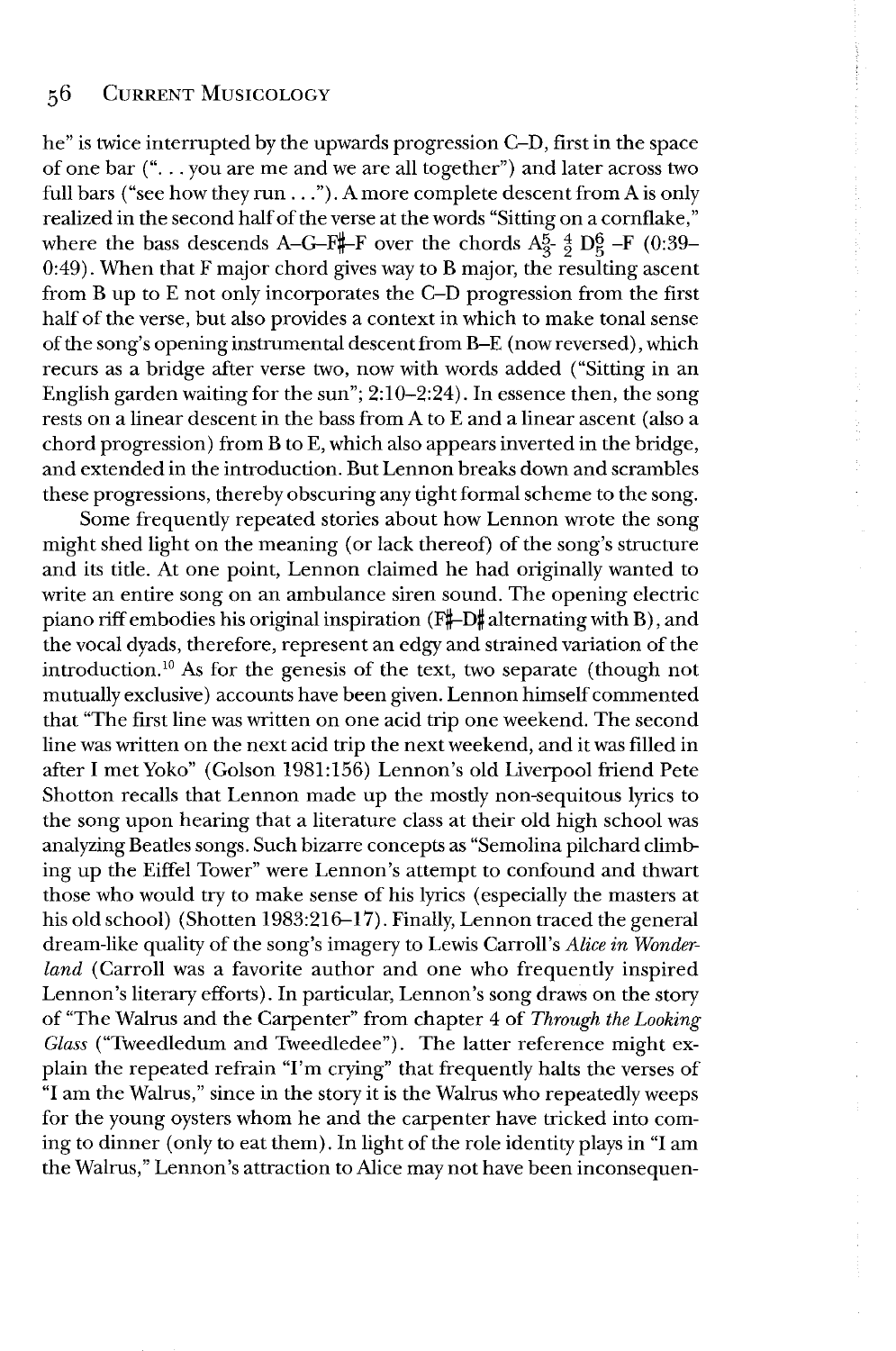he" is twice interrupted by the upwards progression C–D, first in the space of one bar (". . . you are me and we are all together") and later across two full bars ("see how they run . . ."). A more complete descent from A is only realized in the second half of the verse at the words "Sitting on a cornflake," where the bass descends A–G–F♯–F over the chords $A^{5}_{3}$- $^{4}_{2}$ $D^{6}_{5}$ –F (0:39–0:49). When that F major chord gives way to B major, the resulting ascent from B up to E not only incorporates the C–D progression from the first half of the verse, but also provides a context in which to make tonal sense of the song's opening instrumental descent from B–E (now reversed), which recurs as a bridge after verse two, now with words added ("Sitting in an English garden waiting for the sun"; 2:10–2:24). In essence then, the song rests on a linear descent in the bass from A to E and a linear ascent (also a chord progression) from B to E, which also appears inverted in the bridge, and extended in the introduction. But Lennon breaks down and scrambles these progressions, thereby obscuring any tight formal scheme to the song.

Some frequently repeated stories about how Lennon wrote the song might shed light on the meaning (or lack thereof) of the song's structure and its title. At one point, Lennon claimed he had originally wanted to write an entire song on an ambulance siren sound. The opening electric piano riff embodies his original inspiration (F♯–D♯ alternating with B), and the vocal dyads, therefore, represent an edgy and strained variation of the introduction.[10] As for the genesis of the text, two separate (though not mutually exclusive) accounts have been given. Lennon himself commented that "The first line was written on one acid trip one weekend. The second line was written on the next acid trip the next weekend, and it was filled in after I met Yoko" (Golson 1981:156) Lennon's old Liverpool friend Pete Shotton recalls that Lennon made up the mostly non-sequitous lyrics to the song upon hearing that a literature class at their old high school was analyzing Beatles songs. Such bizarre concepts as "Semolina pilchard climbing up the Eiffel Tower" were Lennon's attempt to confound and thwart those who would try to make sense of his lyrics (especially the masters at his old school) (Shotten 1983:216–17). Finally, Lennon traced the general dream-like quality of the song's imagery to Lewis Carroll's *Alice in Wonderland* (Carroll was a favorite author and one who frequently inspired Lennon's literary efforts). In particular, Lennon's song draws on the story of "The Walrus and the Carpenter" from chapter 4 of *Through the Looking Glass* ("Tweedledum and Tweedledee"). The latter reference might explain the repeated refrain "I'm crying" that frequently halts the verses of "I am the Walrus," since in the story it is the Walrus who repeatedly weeps for the young oysters whom he and the carpenter have tricked into coming to dinner (only to eat them). In light of the role identity plays in "I am the Walrus," Lennon's attraction to Alice may not have been inconsequen-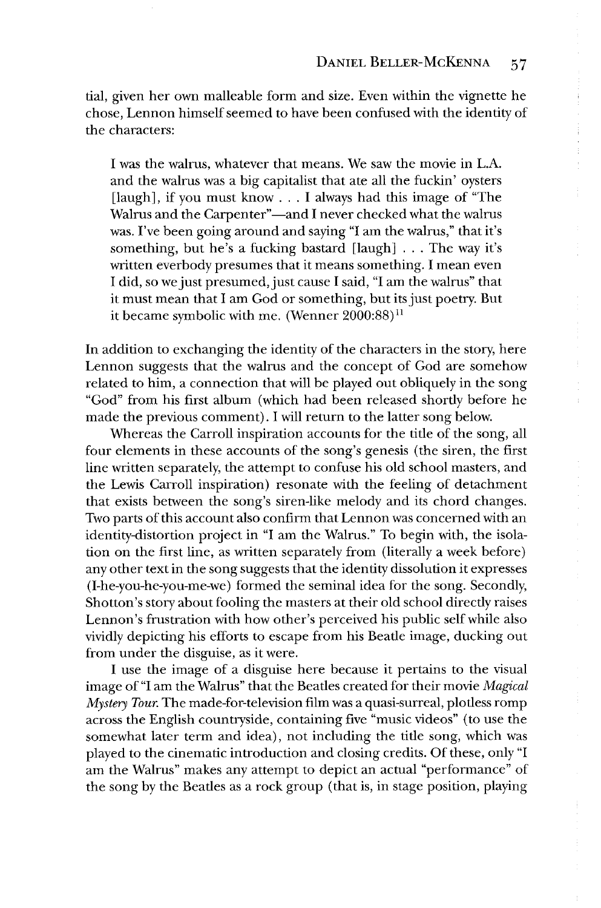tial, given her own malleable form and size. Even within the vignette he chose, Lennon himself seemed to have been confused with the identity of the characters:

> I was the walrus, whatever that means. We saw the movie in L.A. and the walrus was a big capitalist that ate all the fuckin' oysters [laugh], if you must know . . . I always had this image of "The Walrus and the Carpenter"—and I never checked what the walrus was. I've been going around and saying "I am the walrus," that it's something, but he's a fucking bastard [laugh] . . . The way it's written everbody presumes that it means something. I mean even I did, so we just presumed, just cause I said, "I am the walrus" that it must mean that I am God or something, but its just poetry. But it became symbolic with me. (Wenner 2000:88)[11]

In addition to exchanging the identity of the characters in the story, here Lennon suggests that the walrus and the concept of God are somehow related to him, a connection that will be played out obliquely in the song "God" from his first album (which had been released shortly before he made the previous comment). I will return to the latter song below.

Whereas the Carroll inspiration accounts for the title of the song, all four elements in these accounts of the song's genesis (the siren, the first line written separately, the attempt to confuse his old school masters, and the Lewis Carroll inspiration) resonate with the feeling of detachment that exists between the song's siren-like melody and its chord changes. Two parts of this account also confirm that Lennon was concerned with an identity-distortion project in "I am the Walrus." To begin with, the isolation on the first line, as written separately from (literally a week before) any other text in the song suggests that the identity dissolution it expresses (I-he-you-he-you-me-we) formed the seminal idea for the song. Secondly, Shotton's story about fooling the masters at their old school directly raises Lennon's frustration with how other's perceived his public self while also vividly depicting his efforts to escape from his Beatle image, ducking out from under the disguise, as it were.

I use the image of a disguise here because it pertains to the visual image of "I am the Walrus" that the Beatles created for their movie *Magical Mystery Tour.* The made-for-television film was a quasi-surreal, plotless romp across the English countryside, containing five "music videos" (to use the somewhat later term and idea), not including the title song, which was played to the cinematic introduction and closing credits. Of these, only "I am the Walrus" makes any attempt to depict an actual "performance" of the song by the Beatles as a rock group (that is, in stage position, playing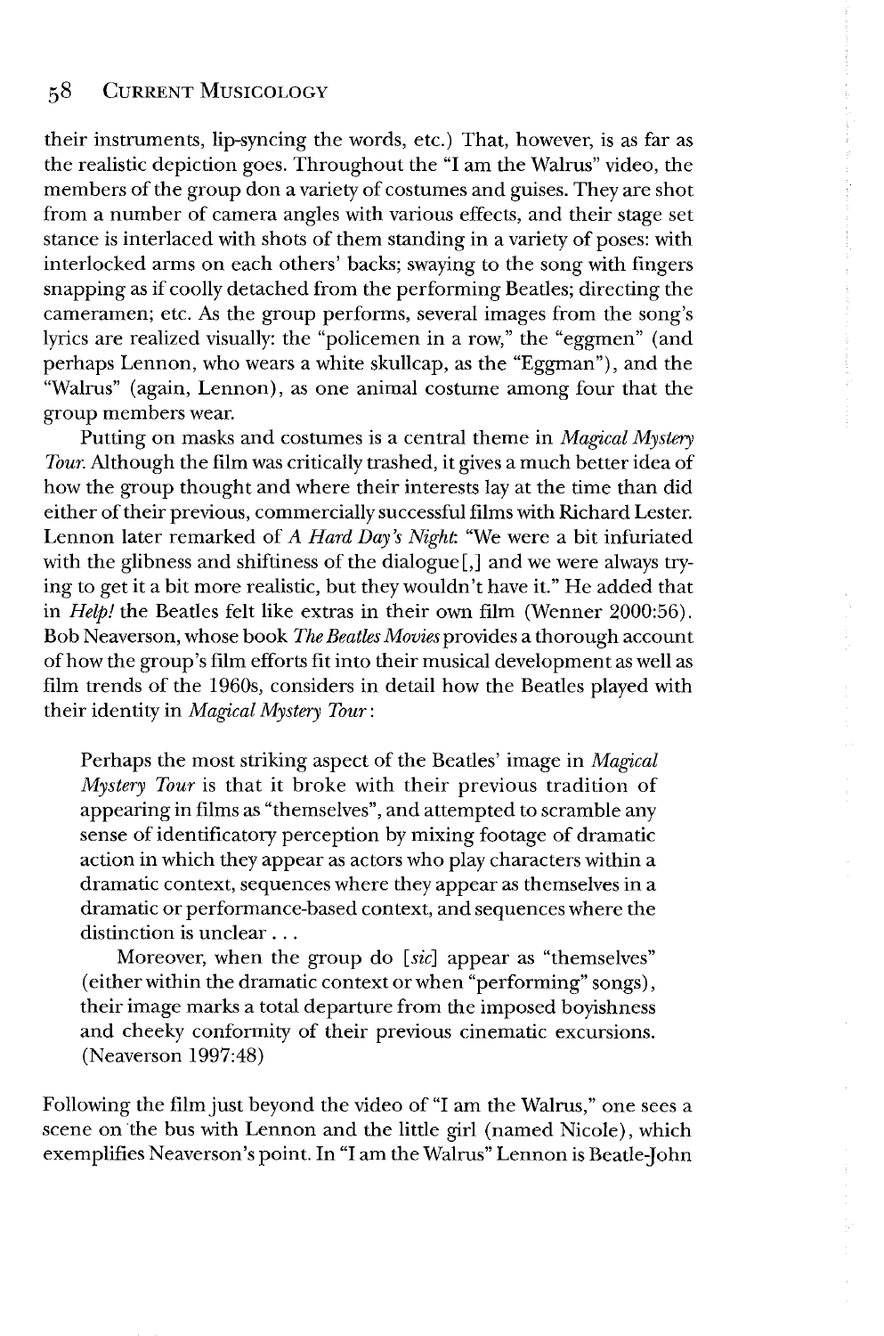their instruments, lip-syncing the words, etc.) That, however, is as far as the realistic depiction goes. Throughout the "I am the Walrus" video, the members of the group don a variety of costumes and guises. They are shot from a number of camera angles with various effects, and their stage set stance is interlaced with shots of them standing in a variety of poses: with interlocked arms on each others' backs; swaying to the song with fingers snapping as if coolly detached from the performing Beatles; directing the cameramen; etc. As the group performs, several images from the song's lyrics are realized visually: the "policemen in a row," the "eggmen" (and perhaps Lennon, who wears a white skullcap, as the "Eggman"), and the "Walrus" (again, Lennon), as one animal costume among four that the group members wear.

Putting on masks and costumes is a central theme in *Magical Mystery Tour.* Although the film was critically trashed, it gives a much better idea of how the group thought and where their interests lay at the time than did either of their previous, commercially successful films with Richard Lester. Lennon later remarked of *A Hard Day's Night*: "We were a bit infuriated with the glibness and shiftiness of the dialogue[,] and we were always trying to get it a bit more realistic, but they wouldn't have it." He added that in *Help!* the Beatles felt like extras in their own film (Wenner 2000:56). Bob Neaverson, whose book *The Beatles Movies* provides a thorough account of how the group's film efforts fit into their musical development as well as film trends of the 1960s, considers in detail how the Beatles played with their identity in *Magical Mystery Tour*:

> Perhaps the most striking aspect of the Beatles' image in *Magical Mystery Tour* is that it broke with their previous tradition of appearing in films as "themselves", and attempted to scramble any sense of identificatory perception by mixing footage of dramatic action in which they appear as actors who play characters within a dramatic context, sequences where they appear as themselves in a dramatic or performance-based context, and sequences where the distinction is unclear . . .
>
> Moreover, when the group do [*sic*] appear as "themselves" (either within the dramatic context or when "performing" songs), their image marks a total departure from the imposed boyishness and cheeky conformity of their previous cinematic excursions. (Neaverson 1997:48)

Following the film just beyond the video of "I am the Walrus," one sees a scene on the bus with Lennon and the little girl (named Nicole), which exemplifies Neaverson's point. In "I am the Walrus" Lennon is Beatle-John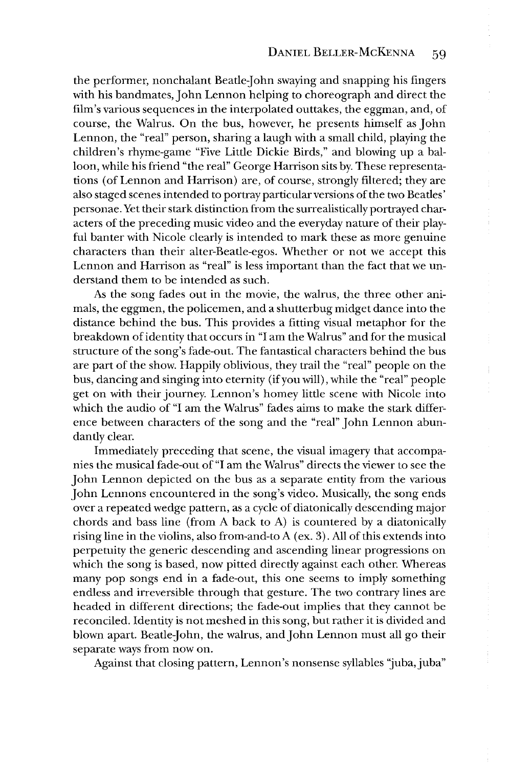the performer, nonchalant Beatle-John swaying and snapping his fingers with his bandmates, John Lennon helping to choreograph and direct the film's various sequences in the interpolated outtakes, the eggman, and, of course, the Walrus. On the bus, however, he presents himself as John Lennon, the "real" person, sharing a laugh with a small child, playing the children's rhyme-game "Five Little Dickie Birds," and blowing up a balloon, while his friend "the real" George Harrison sits by. These representations (of Lennon and Harrison) are, of course, strongly filtered; they are also staged scenes intended to portray particular versions of the two Beatles' personae. Yet their stark distinction from the surrealistically portrayed characters of the preceding music video and the everyday nature of their playful banter with Nicole clearly is intended to mark these as more genuine characters than their alter-Beatle-egos. Whether or not we accept this Lennon and Harrison as "real" is less important than the fact that we understand them to be intended as such.

As the song fades out in the movie, the walrus, the three other animals, the eggmen, the policemen, and a shutterbug midget dance into the distance behind the bus. This provides a fitting visual metaphor for the breakdown of identity that occurs in "I am the Walrus" and for the musical structure of the song's fade-out. The fantastical characters behind the bus are part of the show. Happily oblivious, they trail the "real" people on the bus, dancing and singing into eternity (if you will), while the "real" people get on with their journey. Lennon's homey little scene with Nicole into which the audio of "I am the Walrus" fades aims to make the stark difference between characters of the song and the "real" John Lennon abundantly clear.

Immediately preceding that scene, the visual imagery that accompanies the musical fade-out of "I am the Walrus" directs the viewer to see the John Lennon depicted on the bus as a separate entity from the various John Lennons encountered in the song's video. Musically, the song ends over a repeated wedge pattern, as a cycle of diatonically descending major chords and bass line (from A back to A) is countered by a diatonically rising line in the violins, also from-and-to A (ex. 3). All of this extends into perpetuity the generic descending and ascending linear progressions on which the song is based, now pitted directly against each other. Whereas many pop songs end in a fade-out, this one seems to imply something endless and irreversible through that gesture. The two contrary lines are headed in different directions; the fade-out implies that they cannot be reconciled. Identity is not meshed in this song, but rather it is divided and blown apart. Beatle-John, the walrus, and John Lennon must all go their separate ways from now on.

Against that closing pattern, Lennon's nonsense syllables "juba, juba"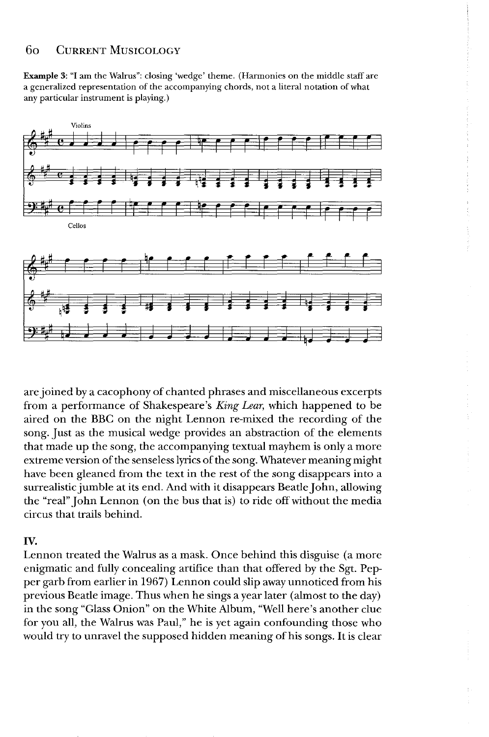**Example 3**: "I am the Walrus": closing 'wedge' theme. (Harmonies on the middle staff are a generalized representation of the accompanying chords, not a literal notation of what any particular instrument is playing.)

are joined by a cacophony of chanted phrases and miscellaneous excerpts from a performance of Shakespeare's *King Lear*, which happened to be aired on the BBC on the night Lennon re-mixed the recording of the song. Just as the musical wedge provides an abstraction of the elements that made up the song, the accompanying textual mayhem is only a more extreme version of the senseless lyrics of the song. Whatever meaning might have been gleaned from the text in the rest of the song disappears into a surrealistic jumble at its end. And with it disappears Beatle John, allowing the "real" John Lennon (on the bus that is) to ride off without the media circus that trails behind.

## IV.

Lennon treated the Walrus as a mask. Once behind this disguise (a more enigmatic and fully concealing artifice than that offered by the Sgt. Pepper garb from earlier in 1967) Lennon could slip away unnoticed from his previous Beatle image. Thus when he sings a year later (almost to the day) in the song "Glass Onion" on the White Album, "Well here's another clue for you all, the Walrus was Paul," he is yet again confounding those who would try to unravel the supposed hidden meaning of his songs. It is clear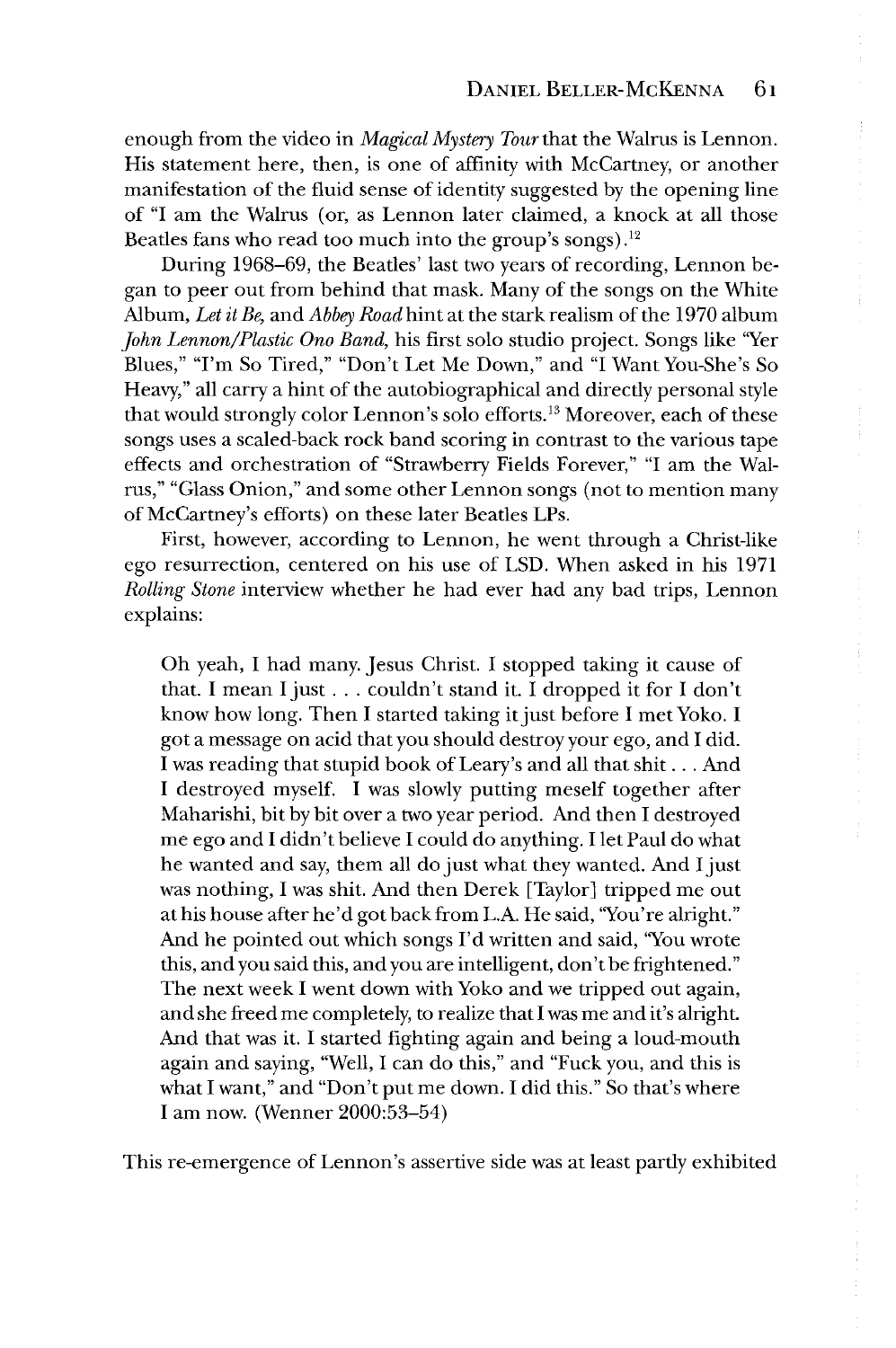enough from the video in *Magical Mystery Tour* that the Walrus is Lennon. His statement here, then, is one of affinity with McCartney, or another manifestation of the fluid sense of identity suggested by the opening line of "I am the Walrus (or, as Lennon later claimed, a knock at all those Beatles fans who read too much into the group's songs).[12]

During 1968–69, the Beatles' last two years of recording, Lennon began to peer out from behind that mask. Many of the songs on the White Album, *Let it Be*, and *Abbey Road* hint at the stark realism of the 1970 album *John Lennon/Plastic Ono Band*, his first solo studio project. Songs like "Yer Blues," "I'm So Tired," "Don't Let Me Down," and "I Want You-She's So Heavy," all carry a hint of the autobiographical and directly personal style that would strongly color Lennon's solo efforts.[13] Moreover, each of these songs uses a scaled-back rock band scoring in contrast to the various tape effects and orchestration of "Strawberry Fields Forever," "I am the Walrus," "Glass Onion," and some other Lennon songs (not to mention many of McCartney's efforts) on these later Beatles LPs.

First, however, according to Lennon, he went through a Christ-like ego resurrection, centered on his use of LSD. When asked in his 1971 *Rolling Stone* interview whether he had ever had any bad trips, Lennon explains:

> Oh yeah, I had many. Jesus Christ. I stopped taking it cause of that. I mean I just . . . couldn't stand it. I dropped it for I don't know how long. Then I started taking it just before I met Yoko. I got a message on acid that you should destroy your ego, and I did. I was reading that stupid book of Leary's and all that shit . . . And I destroyed myself. I was slowly putting meself together after Maharishi, bit by bit over a two year period. And then I destroyed me ego and I didn't believe I could do anything. I let Paul do what he wanted and say, them all do just what they wanted. And I just was nothing, I was shit. And then Derek [Taylor] tripped me out at his house after he'd got back from L.A. He said, "You're alright." And he pointed out which songs I'd written and said, "You wrote this, and you said this, and you are intelligent, don't be frightened." The next week I went down with Yoko and we tripped out again, and she freed me completely, to realize that I was me and it's alright. And that was it. I started fighting again and being a loud-mouth again and saying, "Well, I can do this," and "Fuck you, and this is what I want," and "Don't put me down. I did this." So that's where I am now. (Wenner 2000:53–54)

This re-emergence of Lennon's assertive side was at least partly exhibited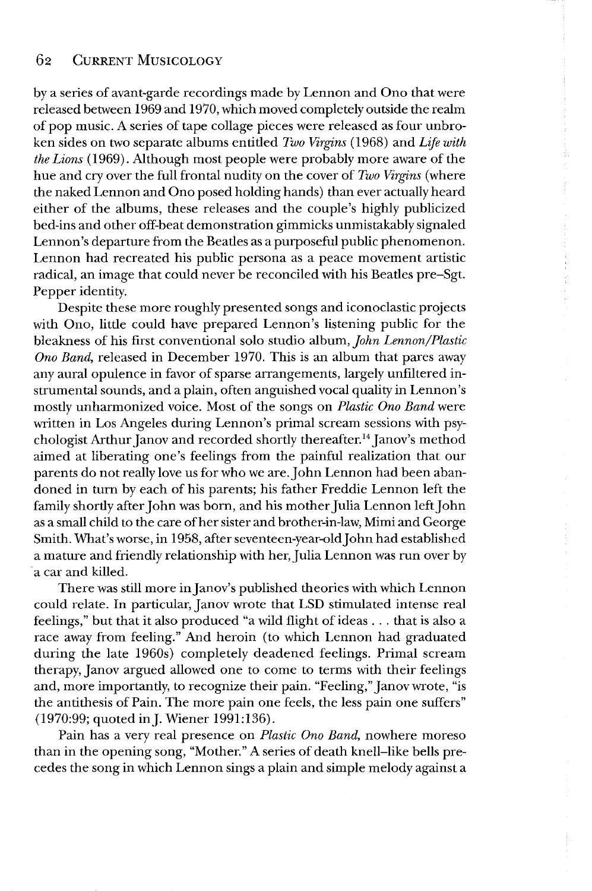by a series of avant-garde recordings made by Lennon and Ono that were released between 1969 and 1970, which moved completely outside the realm of pop music. A series of tape collage pieces were released as four unbroken sides on two separate albums entitled *Two Virgins* (1968) and *Life with the Lions* (1969). Although most people were probably more aware of the hue and cry over the full frontal nudity on the cover of *Two Virgins* (where the naked Lennon and Ono posed holding hands) than ever actually heard either of the albums, these releases and the couple's highly publicized bed-ins and other off-beat demonstration gimmicks unmistakably signaled Lennon's departure from the Beatles as a purposeful public phenomenon. Lennon had recreated his public persona as a peace movement artistic radical, an image that could never be reconciled with his Beatles pre–Sgt. Pepper identity.

Despite these more roughly presented songs and iconoclastic projects with Ono, little could have prepared Lennon's listening public for the bleakness of his first conventional solo studio album, *John Lennon/Plastic Ono Band*, released in December 1970. This is an album that pares away any aural opulence in favor of sparse arrangements, largely unfiltered instrumental sounds, and a plain, often anguished vocal quality in Lennon's mostly unharmonized voice. Most of the songs on *Plastic Ono Band* were written in Los Angeles during Lennon's primal scream sessions with psychologist Arthur Janov and recorded shortly thereafter.[14] Janov's method aimed at liberating one's feelings from the painful realization that our parents do not really love us for who we are. John Lennon had been abandoned in turn by each of his parents; his father Freddie Lennon left the family shortly after John was born, and his mother Julia Lennon left John as a small child to the care of her sister and brother-in-law, Mimi and George Smith. What's worse, in 1958, after seventeen-year-old John had established a mature and friendly relationship with her, Julia Lennon was run over by a car and killed.

There was still more in Janov's published theories with which Lennon could relate. In particular, Janov wrote that LSD stimulated intense real feelings," but that it also produced "a wild flight of ideas . . . that is also a race away from feeling." And heroin (to which Lennon had graduated during the late 1960s) completely deadened feelings. Primal scream therapy, Janov argued allowed one to come to terms with their feelings and, more importantly, to recognize their pain. "Feeling," Janov wrote, "is the antithesis of Pain. The more pain one feels, the less pain one suffers" (1970:99; quoted in J. Wiener 1991:136).

Pain has a very real presence on *Plastic Ono Band*, nowhere moreso than in the opening song, "Mother." A series of death knell–like bells precedes the song in which Lennon sings a plain and simple melody against a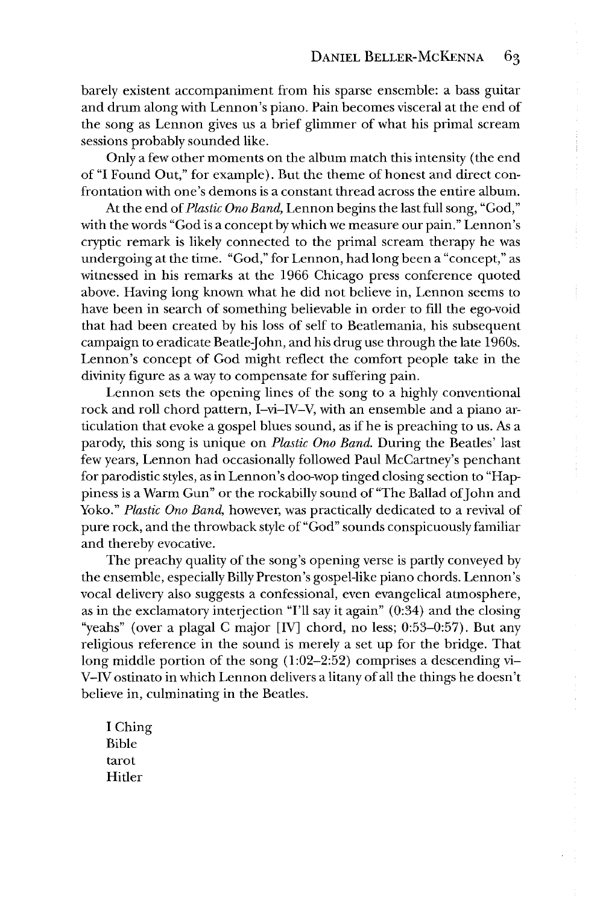barely existent accompaniment from his sparse ensemble: a bass guitar and drum along with Lennon's piano. Pain becomes visceral at the end of the song as Lennon gives us a brief glimmer of what his primal scream sessions probably sounded like.

Only a few other moments on the album match this intensity (the end of "I Found Out," for example). But the theme of honest and direct confrontation with one's demons is a constant thread across the entire album.

At the end of *Plastic Ono Band*, Lennon begins the last full song, "God," with the words "God is a concept by which we measure our pain." Lennon's cryptic remark is likely connected to the primal scream therapy he was undergoing at the time. "God," for Lennon, had long been a "concept," as witnessed in his remarks at the 1966 Chicago press conference quoted above. Having long known what he did not believe in, Lennon seems to have been in search of something believable in order to fill the ego-void that had been created by his loss of self to Beatlemania, his subsequent campaign to eradicate Beatle-John, and his drug use through the late 1960s. Lennon's concept of God might reflect the comfort people take in the divinity figure as a way to compensate for suffering pain.

Lennon sets the opening lines of the song to a highly conventional rock and roll chord pattern, I–vi–IV–V, with an ensemble and a piano articulation that evoke a gospel blues sound, as if he is preaching to us. As a parody, this song is unique on *Plastic Ono Band*. During the Beatles' last few years, Lennon had occasionally followed Paul McCartney's penchant for parodistic styles, as in Lennon's doo-wop tinged closing section to "Happiness is a Warm Gun" or the rockabilly sound of "The Ballad of John and Yoko." *Plastic Ono Band*, however, was practically dedicated to a revival of pure rock, and the throwback style of "God" sounds conspicuously familiar and thereby evocative.

The preachy quality of the song's opening verse is partly conveyed by the ensemble, especially Billy Preston's gospel-like piano chords. Lennon's vocal delivery also suggests a confessional, even evangelical atmosphere, as in the exclamatory interjection "I'll say it again" (0:34) and the closing "yeahs" (over a plagal C major [IV] chord, no less; 0:53–0:57). But any religious reference in the sound is merely a set up for the bridge. That long middle portion of the song (1:02–2:52) comprises a descending vi–V–IV ostinato in which Lennon delivers a litany of all the things he doesn't believe in, culminating in the Beatles.

I Ching
Bible
tarot
Hitler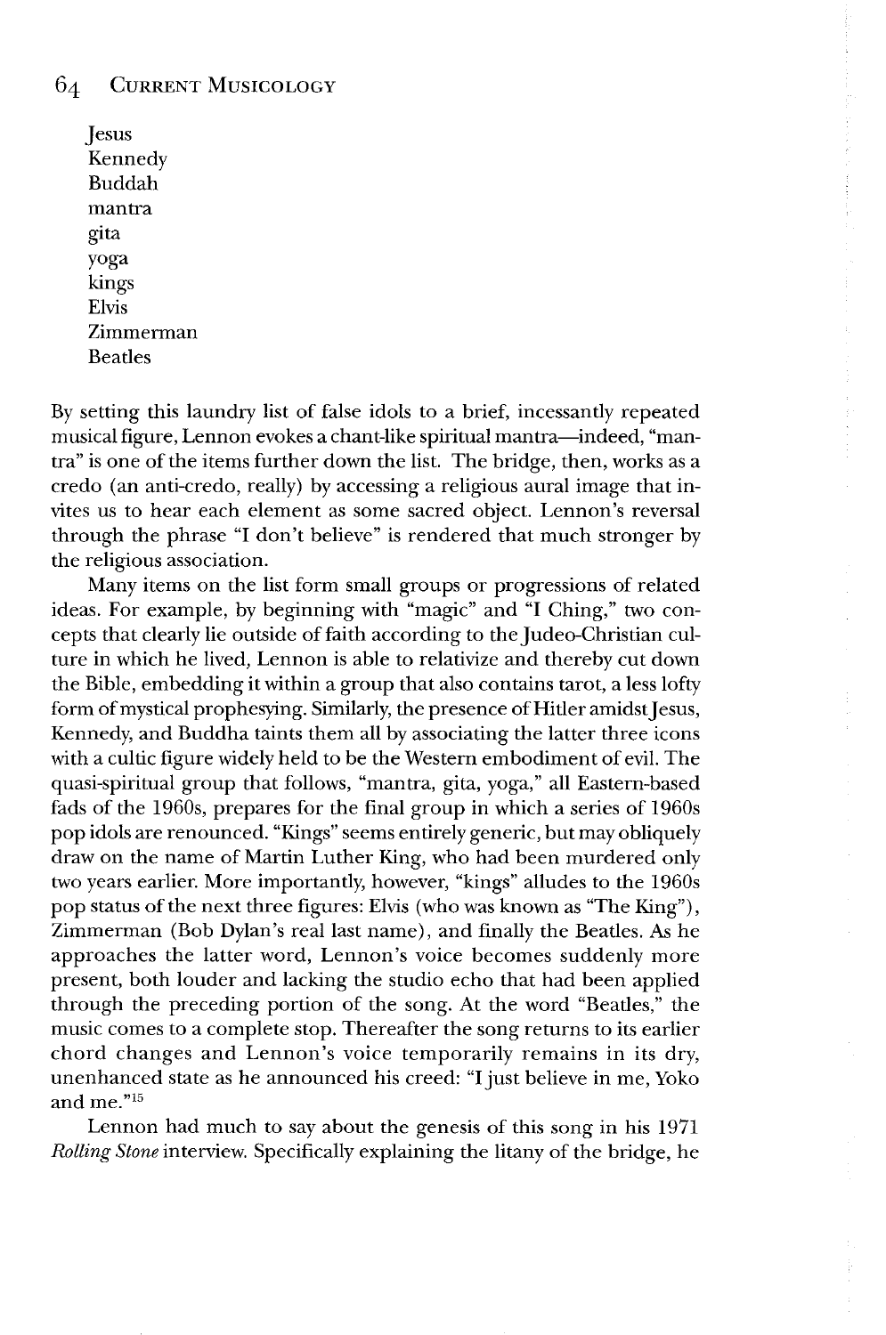Jesus
Kennedy
Buddah
mantra
gita
yoga
kings
Elvis
Zimmerman
Beatles

By setting this laundry list of false idols to a brief, incessantly repeated musical figure, Lennon evokes a chant-like spiritual mantra—indeed, "mantra" is one of the items further down the list. The bridge, then, works as a credo (an anti-credo, really) by accessing a religious aural image that invites us to hear each element as some sacred object. Lennon's reversal through the phrase "I don't believe" is rendered that much stronger by the religious association.

Many items on the list form small groups or progressions of related ideas. For example, by beginning with "magic" and "I Ching," two concepts that clearly lie outside of faith according to the Judeo-Christian culture in which he lived, Lennon is able to relativize and thereby cut down the Bible, embedding it within a group that also contains tarot, a less lofty form of mystical prophesying. Similarly, the presence of Hitler amidst Jesus, Kennedy, and Buddha taints them all by associating the latter three icons with a cultic figure widely held to be the Western embodiment of evil. The quasi-spiritual group that follows, "mantra, gita, yoga," all Eastern-based fads of the 1960s, prepares for the final group in which a series of 1960s pop idols are renounced. "Kings" seems entirely generic, but may obliquely draw on the name of Martin Luther King, who had been murdered only two years earlier. More importantly, however, "kings" alludes to the 1960s pop status of the next three figures: Elvis (who was known as "The King"), Zimmerman (Bob Dylan's real last name), and finally the Beatles. As he approaches the latter word, Lennon's voice becomes suddenly more present, both louder and lacking the studio echo that had been applied through the preceding portion of the song. At the word "Beatles," the music comes to a complete stop. Thereafter the song returns to its earlier chord changes and Lennon's voice temporarily remains in its dry, unenhanced state as he announced his creed: "I just believe in me, Yoko and me."[15]

Lennon had much to say about the genesis of this song in his 1971 *Rolling Stone* interview. Specifically explaining the litany of the bridge, he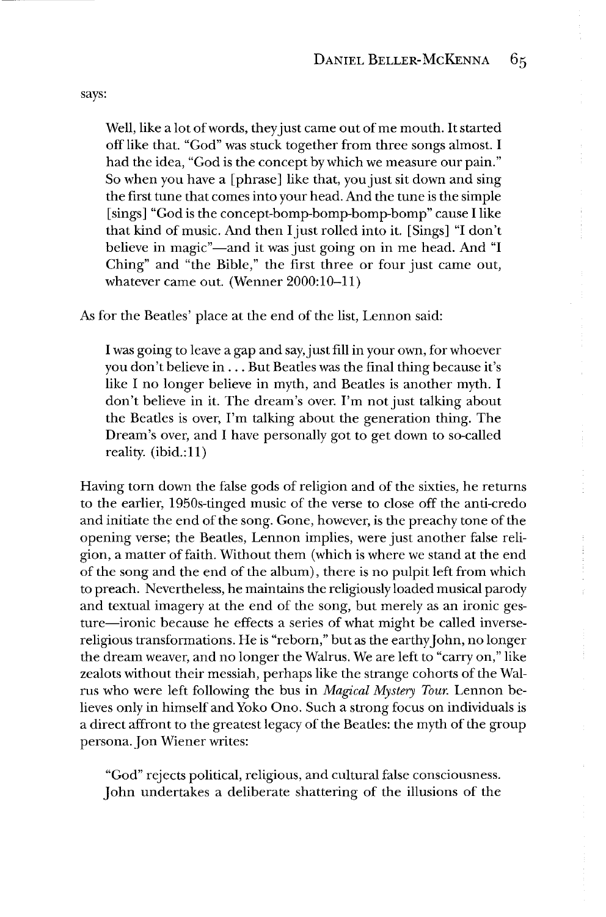says:

> Well, like a lot of words, they just came out of me mouth. It started off like that. "God" was stuck together from three songs almost. I had the idea, "God is the concept by which we measure our pain." So when you have a [phrase] like that, you just sit down and sing the first tune that comes into your head. And the tune is the simple [sings] "God is the concept-bomp-bomp-bomp-bomp" cause I like that kind of music. And then I just rolled into it. [Sings] "I don't believe in magic"—and it was just going on in me head. And "I Ching" and "the Bible," the first three or four just came out, whatever came out. (Wenner 2000:10–11)

As for the Beatles' place at the end of the list, Lennon said:

> I was going to leave a gap and say, just fill in your own, for whoever you don't believe in . . . But Beatles was the final thing because it's like I no longer believe in myth, and Beatles is another myth. I don't believe in it. The dream's over. I'm not just talking about the Beatles is over, I'm talking about the generation thing. The Dream's over, and I have personally got to get down to so-called reality. (ibid.:11)

Having torn down the false gods of religion and of the sixties, he returns to the earlier, 1950s-tinged music of the verse to close off the anti-credo and initiate the end of the song. Gone, however, is the preachy tone of the opening verse; the Beatles, Lennon implies, were just another false religion, a matter of faith. Without them (which is where we stand at the end of the song and the end of the album), there is no pulpit left from which to preach. Nevertheless, he maintains the religiously loaded musical parody and textual imagery at the end of the song, but merely as an ironic gesture—ironic because he effects a series of what might be called inverse-religious transformations. He is "reborn," but as the earthy John, no longer the dream weaver, and no longer the Walrus. We are left to "carry on," like zealots without their messiah, perhaps like the strange cohorts of the Walrus who were left following the bus in *Magical Mystery Tour*. Lennon believes only in himself and Yoko Ono. Such a strong focus on individuals is a direct affront to the greatest legacy of the Beatles: the myth of the group persona. Jon Wiener writes:

> "God" rejects political, religious, and cultural false consciousness. John undertakes a deliberate shattering of the illusions of the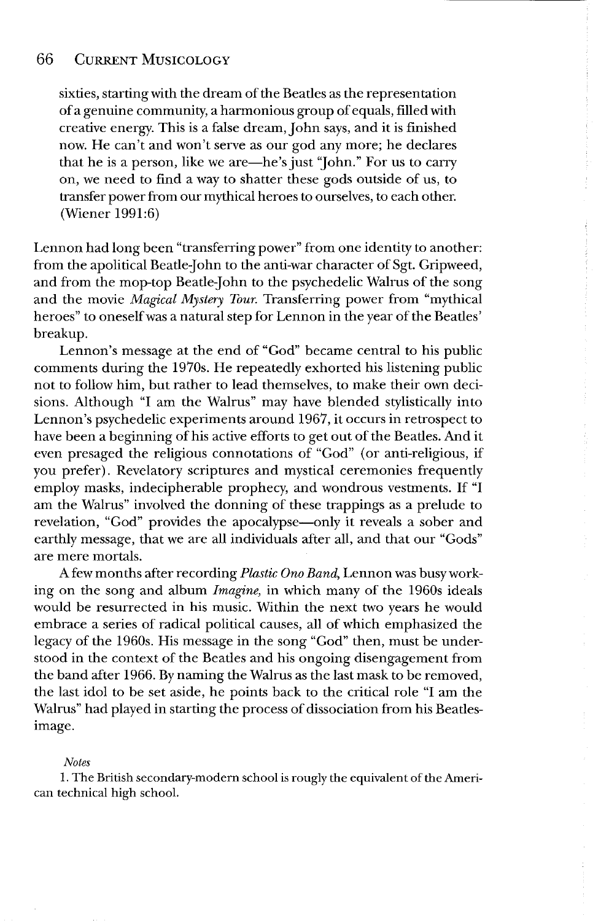> sixties, starting with the dream of the Beatles as the representation of a genuine community, a harmonious group of equals, filled with creative energy. This is a false dream, John says, and it is finished now. He can't and won't serve as our god any more; he declares that he is a person, like we are—he's just "John." For us to carry on, we need to find a way to shatter these gods outside of us, to transfer power from our mythical heroes to ourselves, to each other. (Wiener 1991:6)

Lennon had long been "transferring power" from one identity to another: from the apolitical Beatle-John to the anti-war character of Sgt. Gripweed, and from the mop-top Beatle-John to the psychedelic Walrus of the song and the movie *Magical Mystery Tour.* Transferring power from "mythical heroes" to oneself was a natural step for Lennon in the year of the Beatles' breakup.

Lennon's message at the end of "God" became central to his public comments during the 1970s. He repeatedly exhorted his listening public not to follow him, but rather to lead themselves, to make their own decisions. Although "I am the Walrus" may have blended stylistically into Lennon's psychedelic experiments around 1967, it occurs in retrospect to have been a beginning of his active efforts to get out of the Beatles. And it even presaged the religious connotations of "God" (or anti-religious, if you prefer). Revelatory scriptures and mystical ceremonies frequently employ masks, indecipherable prophecy, and wondrous vestments. If "I am the Walrus" involved the donning of these trappings as a prelude to revelation, "God" provides the apocalypse—only it reveals a sober and earthly message, that we are all individuals after all, and that our "Gods" are mere mortals.

A few months after recording *Plastic Ono Band,* Lennon was busy working on the song and album *Imagine,* in which many of the 1960s ideals would be resurrected in his music. Within the next two years he would embrace a series of radical political causes, all of which emphasized the legacy of the 1960s. His message in the song "God" then, must be understood in the context of the Beatles and his ongoing disengagement from the band after 1966. By naming the Walrus as the last mask to be removed, the last idol to be set aside, he points back to the critical role "I am the Walrus" had played in starting the process of dissociation from his Beatles-image.

*Notes*

1. The British secondary-modern school is rougly the equivalent of the American technical high school.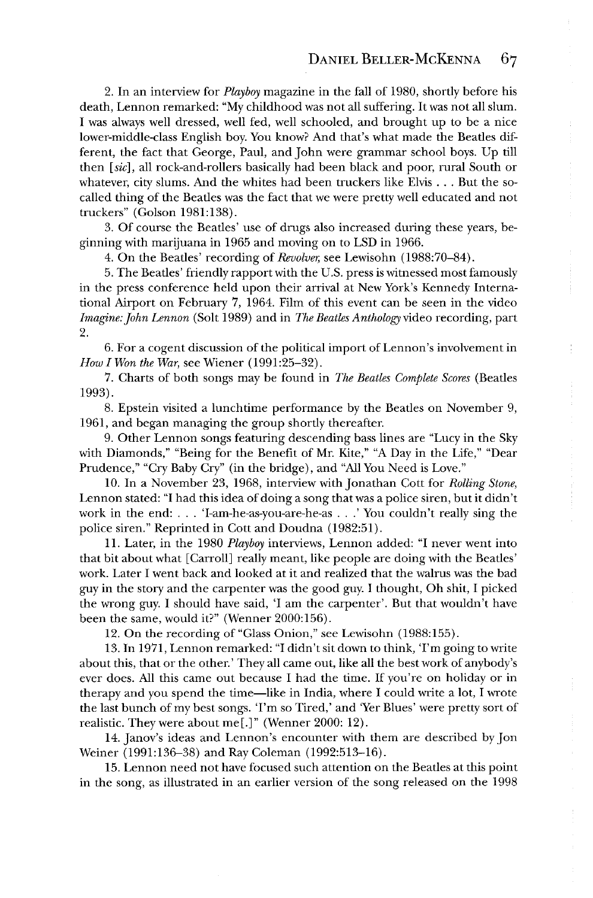2. In an interview for *Playboy* magazine in the fall of 1980, shortly before his death, Lennon remarked: "My childhood was not all suffering. It was not all slum. I was always well dressed, well fed, well schooled, and brought up to be a nice lower-middle-class English boy. You know? And that's what made the Beatles different, the fact that George, Paul, and John were grammar school boys. Up till then [*sic*], all rock-and-rollers basically had been black and poor, rural South or whatever, city slums. And the whites had been truckers like Elvis . . . But the so-called thing of the Beatles was the fact that we were pretty well educated and not truckers" (Golson 1981:138).

3. Of course the Beatles' use of drugs also increased during these years, beginning with marijuana in 1965 and moving on to LSD in 1966.

4. On the Beatles' recording of *Revolver*, see Lewisohn (1988:70–84).

5. The Beatles' friendly rapport with the U.S. press is witnessed most famously in the press conference held upon their arrival at New York's Kennedy International Airport on February 7, 1964. Film of this event can be seen in the video *Imagine: John Lennon* (Solt 1989) and in *The Beatles Anthology* video recording, part 2.

6. For a cogent discussion of the political import of Lennon's involvement in *How I Won the War*, see Wiener (1991:25–32).

7. Charts of both songs may be found in *The Beatles Complete Scores* (Beatles 1993).

8. Epstein visited a lunchtime performance by the Beatles on November 9, 1961, and began managing the group shortly thereafter.

9. Other Lennon songs featuring descending bass lines are "Lucy in the Sky with Diamonds," "Being for the Benefit of Mr. Kite," "A Day in the Life," "Dear Prudence," "Cry Baby Cry" (in the bridge), and "All You Need is Love."

10. In a November 23, 1968, interview with Jonathan Cott for *Rolling Stone*, Lennon stated: "I had this idea of doing a song that was a police siren, but it didn't work in the end: . . . 'I-am-he-as-you-are-he-as . . .' You couldn't really sing the police siren." Reprinted in Cott and Doudna (1982:51).

11. Later, in the 1980 *Playboy* interviews, Lennon added: "I never went into that bit about what [Carroll] really meant, like people are doing with the Beatles' work. Later I went back and looked at it and realized that the walrus was the bad guy in the story and the carpenter was the good guy. I thought, Oh shit, I picked the wrong guy. I should have said, 'I am the carpenter'. But that wouldn't have been the same, would it?" (Wenner 2000:156).

12. On the recording of "Glass Onion," see Lewisohn (1988:155).

13. In 1971, Lennon remarked: "I didn't sit down to think, 'I'm going to write about this, that or the other.' They all came out, like all the best work of anybody's ever does. All this came out because I had the time. If you're on holiday or in therapy and you spend the time—like in India, where I could write a lot, I wrote the last bunch of my best songs. 'I'm so Tired,' and 'Yer Blues' were pretty sort of realistic. They were about me[.]" (Wenner 2000: 12).

14. Janov's ideas and Lennon's encounter with them are described by Jon Weiner (1991:136–38) and Ray Coleman (1992:513–16).

15. Lennon need not have focused such attention on the Beatles at this point in the song, as illustrated in an earlier version of the song released on the 1998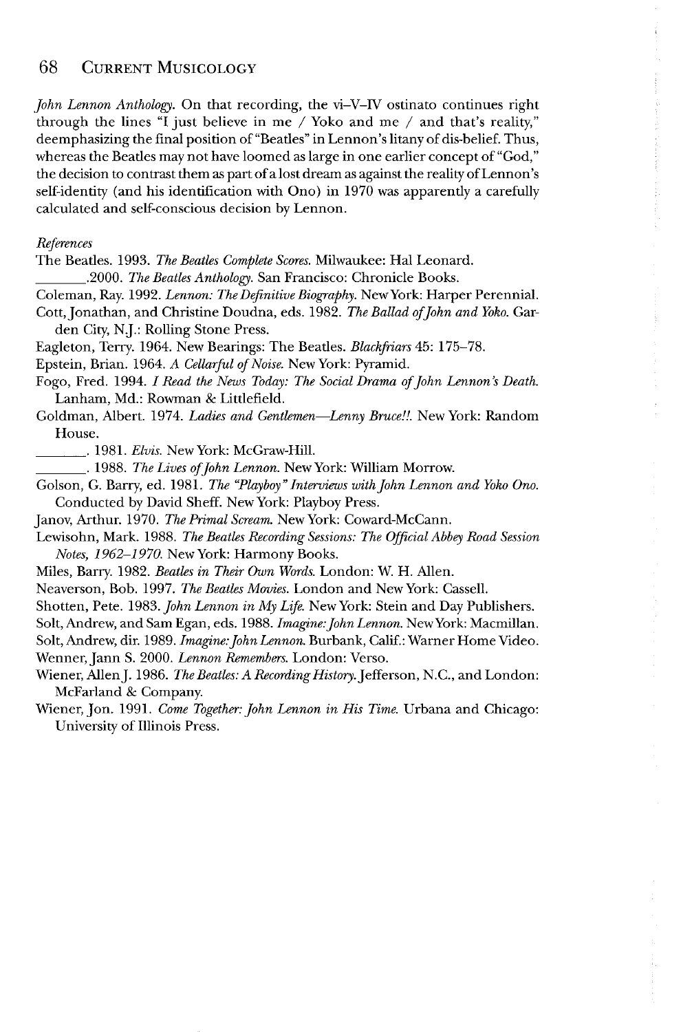*John Lennon Anthology*. On that recording, the vi–V–IV ostinato continues right through the lines "I just believe in me / Yoko and me / and that's reality," deemphasizing the final position of "Beatles" in Lennon's litany of dis-belief. Thus, whereas the Beatles may not have loomed as large in one earlier concept of "God," the decision to contrast them as part of a lost dream as against the reality of Lennon's self-identity (and his identification with Ono) in 1970 was apparently a carefully calculated and self-conscious decision by Lennon.

*References*

The Beatles. 1993. *The Beatles Complete Scores*. Milwaukee: Hal Leonard.

________.2000. *The Beatles Anthology*. San Francisco: Chronicle Books.

Coleman, Ray. 1992. *Lennon: The Definitive Biography*. New York: Harper Perennial.

Cott, Jonathan, and Christine Doudna, eds. 1982. *The Ballad of John and Yoko*. Garden City, N.J.: Rolling Stone Press.

Eagleton, Terry. 1964. New Bearings: The Beatles. *Blackfriars* 45: 175–78.

Epstein, Brian. 1964. *A Cellarful of Noise*. New York: Pyramid.

Fogo, Fred. 1994. *I Read the News Today: The Social Drama of John Lennon's Death*. Lanham, Md.: Rowman & Littlefield.

Goldman, Albert. 1974. *Ladies and Gentlemen—Lenny Bruce!!*. New York: Random House.

________. 1981. *Elvis*. New York: McGraw-Hill.

________. 1988. *The Lives of John Lennon*. New York: William Morrow.

Golson, G. Barry, ed. 1981. *The "Playboy" Interviews with John Lennon and Yoko Ono*. Conducted by David Sheff. New York: Playboy Press.

Janov, Arthur. 1970. *The Primal Scream*. New York: Coward-McCann.

Lewisohn, Mark. 1988. *The Beatles Recording Sessions: The Official Abbey Road Session Notes, 1962–1970*. New York: Harmony Books.

Miles, Barry. 1982. *Beatles in Their Own Words*. London: W. H. Allen.

Neaverson, Bob. 1997. *The Beatles Movies*. London and New York: Cassell.

Shotten, Pete. 1983. *John Lennon in My Life*. New York: Stein and Day Publishers.

Solt, Andrew, and Sam Egan, eds. 1988. *Imagine: John Lennon*. New York: Macmillan.

Solt, Andrew, dir. 1989. *Imagine: John Lennon*. Burbank, Calif.: Warner Home Video.

Wenner, Jann S. 2000. *Lennon Remembers*. London: Verso.

Wiener, Allen J. 1986. *The Beatles: A Recording History*. Jefferson, N.C., and London: McFarland & Company.

Wiener, Jon. 1991. *Come Together: John Lennon in His Time*. Urbana and Chicago: University of Illinois Press.